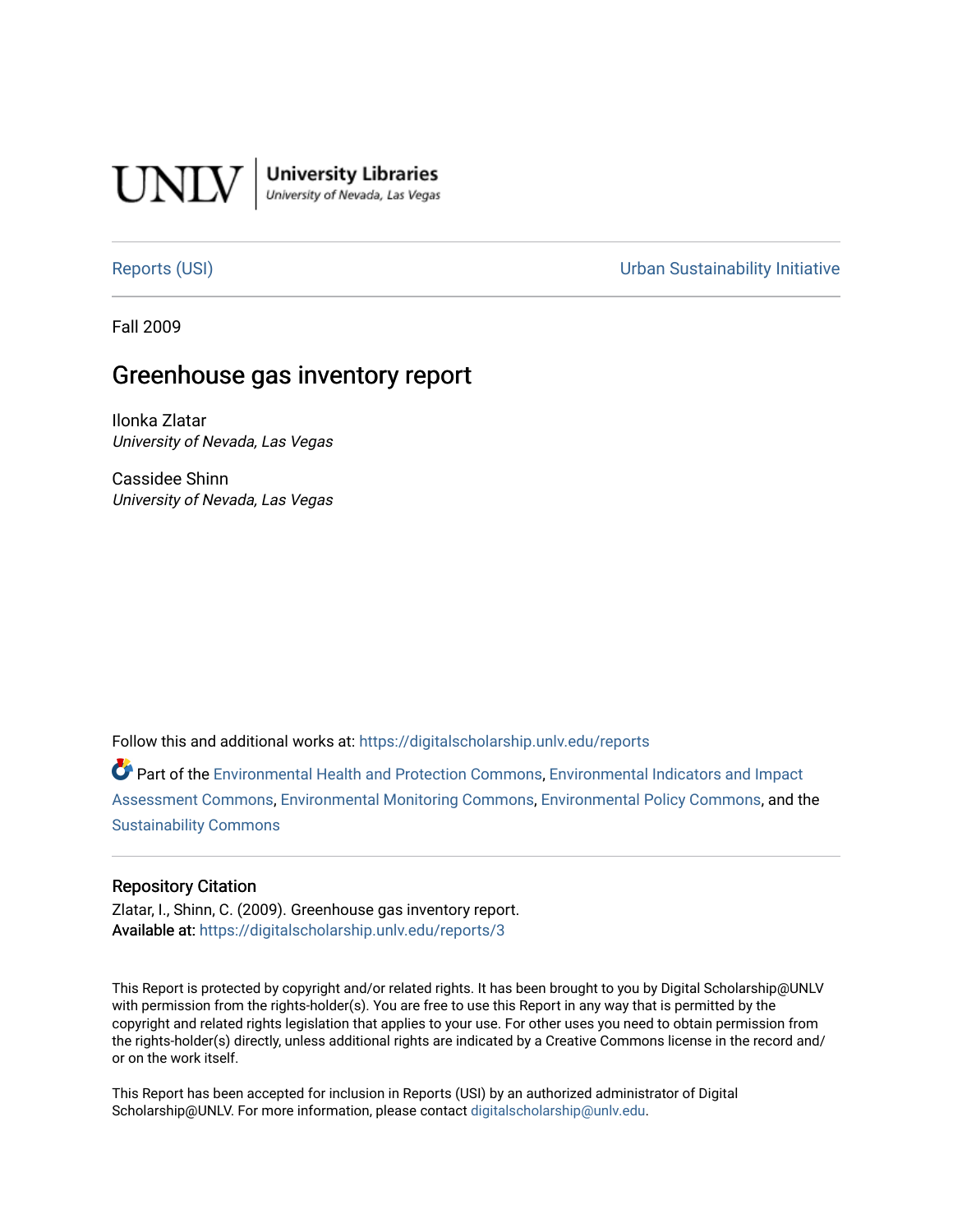UNLV | University Libraries
University of Nevada, Las Vegas

Reports (USI) | Urban Sustainability Initiative

Fall 2009

# Greenhouse gas inventory report

Ilonka Zlatar
*University of Nevada, Las Vegas*

Cassidee Shinn
*University of Nevada, Las Vegas*

Follow this and additional works at: https://digitalscholarship.unlv.edu/reports

Part of the Environmental Health and Protection Commons, Environmental Indicators and Impact Assessment Commons, Environmental Monitoring Commons, Environmental Policy Commons, and the Sustainability Commons

## Repository Citation

Zlatar, I., Shinn, C. (2009). Greenhouse gas inventory report.
Available at: https://digitalscholarship.unlv.edu/reports/3

This Report is protected by copyright and/or related rights. It has been brought to you by Digital Scholarship@UNLV with permission from the rights-holder(s). You are free to use this Report in any way that is permitted by the copyright and related rights legislation that applies to your use. For other uses you need to obtain permission from the rights-holder(s) directly, unless additional rights are indicated by a Creative Commons license in the record and/or on the work itself.

This Report has been accepted for inclusion in Reports (USI) by an authorized administrator of Digital Scholarship@UNLV. For more information, please contact digitalscholarship@unlv.edu.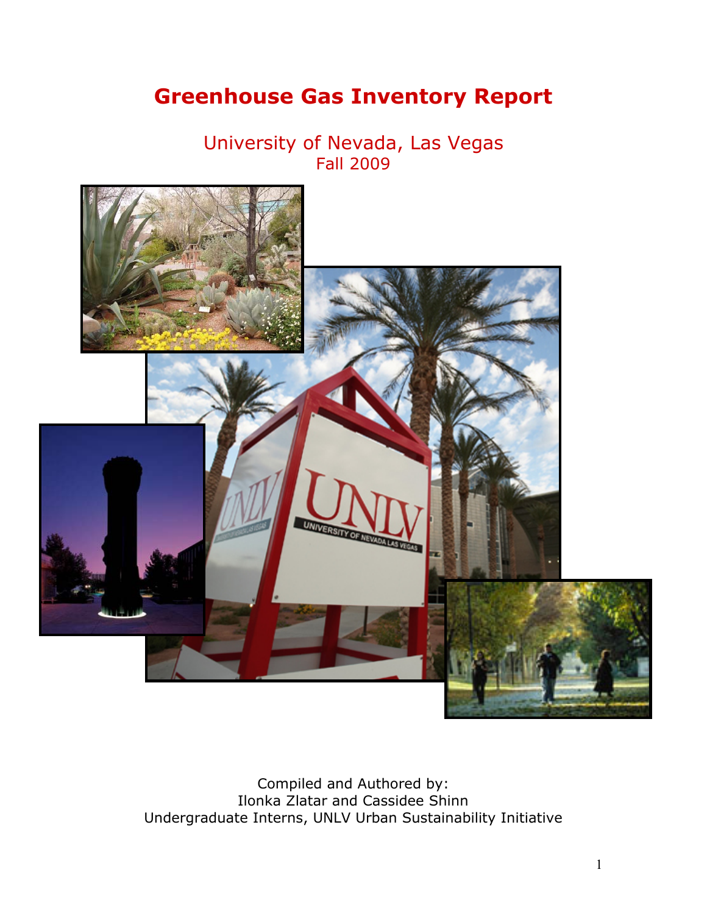# Greenhouse Gas Inventory Report

University of Nevada, Las Vegas
Fall 2009

Compiled and Authored by:
Ilonka Zlatar and Cassidee Shinn
Undergraduate Interns, UNLV Urban Sustainability Initiative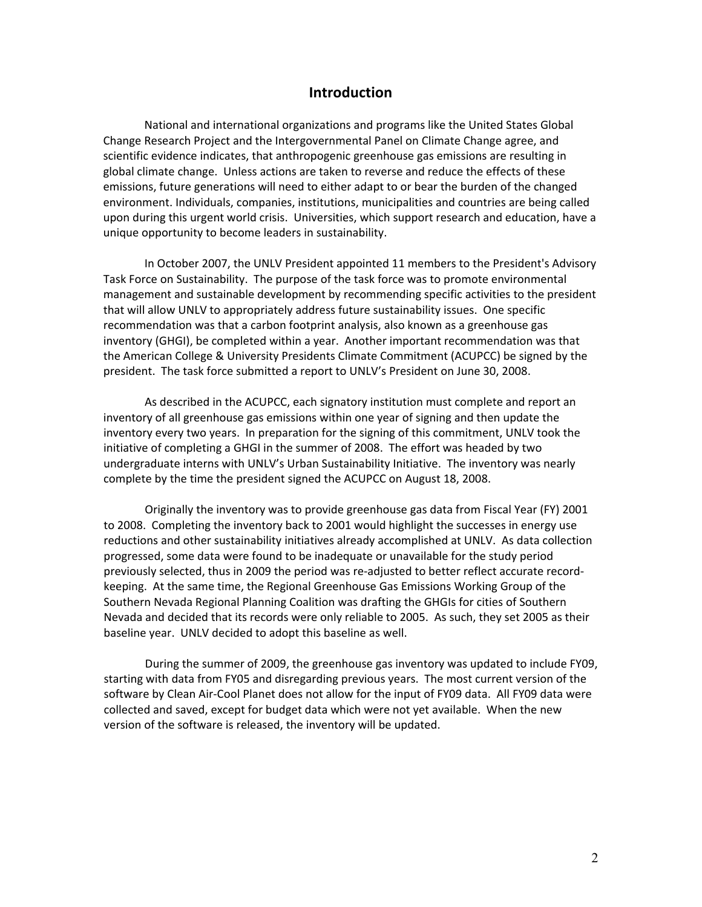# Introduction

National and international organizations and programs like the United States Global Change Research Project and the Intergovernmental Panel on Climate Change agree, and scientific evidence indicates, that anthropogenic greenhouse gas emissions are resulting in global climate change. Unless actions are taken to reverse and reduce the effects of these emissions, future generations will need to either adapt to or bear the burden of the changed environment. Individuals, companies, institutions, municipalities and countries are being called upon during this urgent world crisis. Universities, which support research and education, have a unique opportunity to become leaders in sustainability.

In October 2007, the UNLV President appointed 11 members to the President's Advisory Task Force on Sustainability. The purpose of the task force was to promote environmental management and sustainable development by recommending specific activities to the president that will allow UNLV to appropriately address future sustainability issues. One specific recommendation was that a carbon footprint analysis, also known as a greenhouse gas inventory (GHGI), be completed within a year. Another important recommendation was that the American College & University Presidents Climate Commitment (ACUPCC) be signed by the president. The task force submitted a report to UNLV's President on June 30, 2008.

As described in the ACUPCC, each signatory institution must complete and report an inventory of all greenhouse gas emissions within one year of signing and then update the inventory every two years. In preparation for the signing of this commitment, UNLV took the initiative of completing a GHGI in the summer of 2008. The effort was headed by two undergraduate interns with UNLV's Urban Sustainability Initiative. The inventory was nearly complete by the time the president signed the ACUPCC on August 18, 2008.

Originally the inventory was to provide greenhouse gas data from Fiscal Year (FY) 2001 to 2008. Completing the inventory back to 2001 would highlight the successes in energy use reductions and other sustainability initiatives already accomplished at UNLV. As data collection progressed, some data were found to be inadequate or unavailable for the study period previously selected, thus in 2009 the period was re-adjusted to better reflect accurate record-keeping. At the same time, the Regional Greenhouse Gas Emissions Working Group of the Southern Nevada Regional Planning Coalition was drafting the GHGIs for cities of Southern Nevada and decided that its records were only reliable to 2005. As such, they set 2005 as their baseline year. UNLV decided to adopt this baseline as well.

During the summer of 2009, the greenhouse gas inventory was updated to include FY09, starting with data from FY05 and disregarding previous years. The most current version of the software by Clean Air-Cool Planet does not allow for the input of FY09 data. All FY09 data were collected and saved, except for budget data which were not yet available. When the new version of the software is released, the inventory will be updated.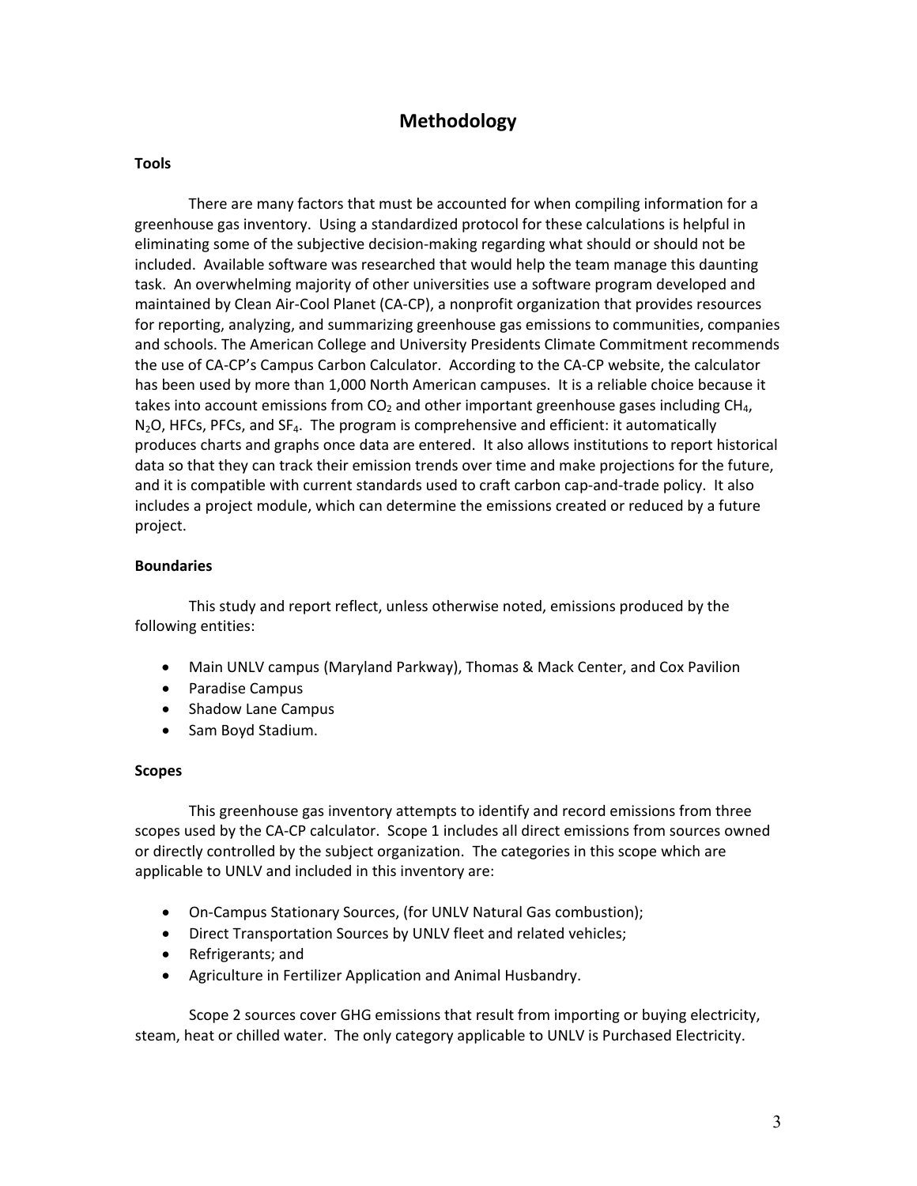# Methodology

### Tools

There are many factors that must be accounted for when compiling information for a greenhouse gas inventory. Using a standardized protocol for these calculations is helpful in eliminating some of the subjective decision-making regarding what should or should not be included. Available software was researched that would help the team manage this daunting task. An overwhelming majority of other universities use a software program developed and maintained by Clean Air-Cool Planet (CA-CP), a nonprofit organization that provides resources for reporting, analyzing, and summarizing greenhouse gas emissions to communities, companies and schools. The American College and University Presidents Climate Commitment recommends the use of CA-CP's Campus Carbon Calculator. According to the CA-CP website, the calculator has been used by more than 1,000 North American campuses. It is a reliable choice because it takes into account emissions from $CO_2$ and other important greenhouse gases including $CH_4$, $N_2O$, HFCs, PFCs, and $SF_4$. The program is comprehensive and efficient: it automatically produces charts and graphs once data are entered. It also allows institutions to report historical data so that they can track their emission trends over time and make projections for the future, and it is compatible with current standards used to craft carbon cap-and-trade policy. It also includes a project module, which can determine the emissions created or reduced by a future project.

### Boundaries

This study and report reflect, unless otherwise noted, emissions produced by the following entities:

- Main UNLV campus (Maryland Parkway), Thomas & Mack Center, and Cox Pavilion
- Paradise Campus
- Shadow Lane Campus
- Sam Boyd Stadium.

### Scopes

This greenhouse gas inventory attempts to identify and record emissions from three scopes used by the CA-CP calculator. Scope 1 includes all direct emissions from sources owned or directly controlled by the subject organization. The categories in this scope which are applicable to UNLV and included in this inventory are:

- On-Campus Stationary Sources, (for UNLV Natural Gas combustion);
- Direct Transportation Sources by UNLV fleet and related vehicles;
- Refrigerants; and
- Agriculture in Fertilizer Application and Animal Husbandry.

Scope 2 sources cover GHG emissions that result from importing or buying electricity, steam, heat or chilled water. The only category applicable to UNLV is Purchased Electricity.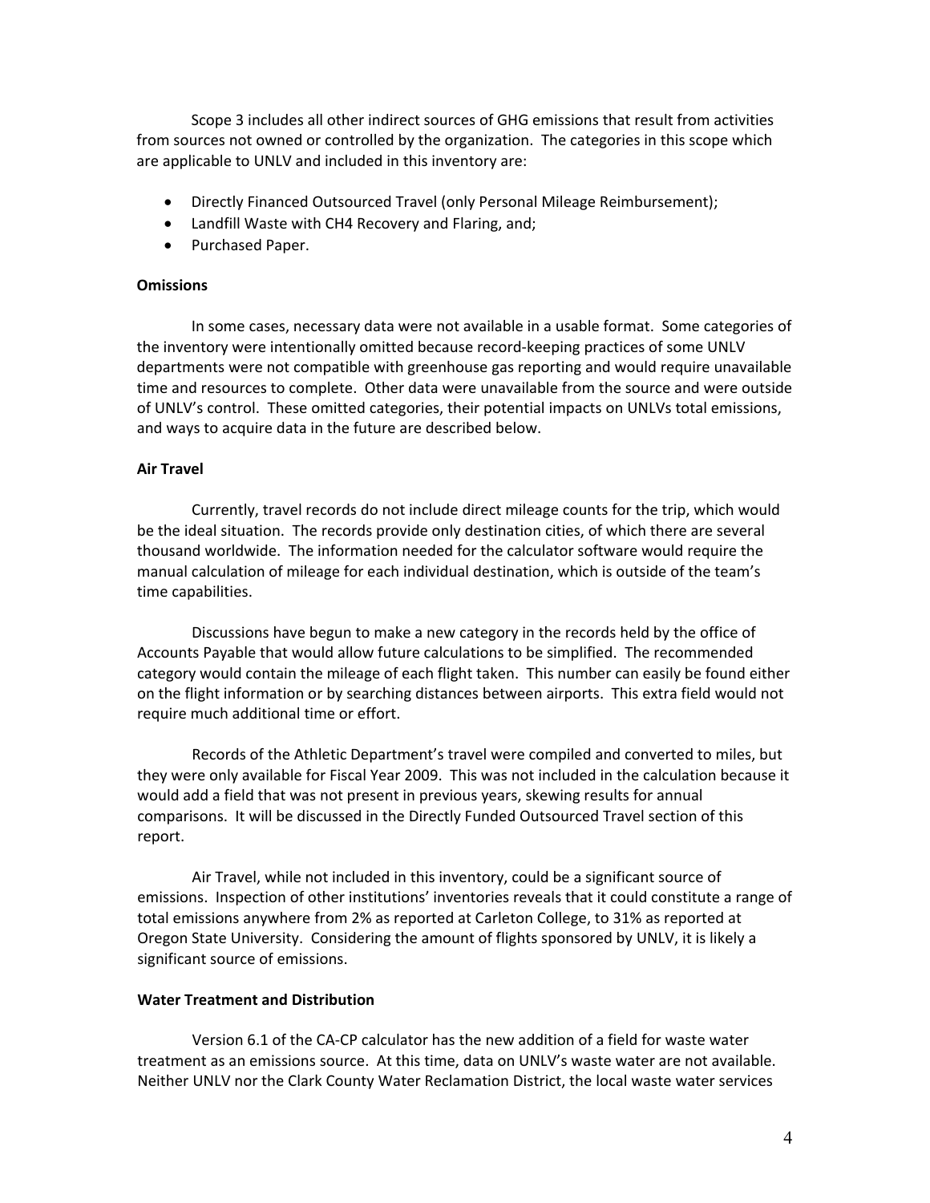Scope 3 includes all other indirect sources of GHG emissions that result from activities from sources not owned or controlled by the organization. The categories in this scope which are applicable to UNLV and included in this inventory are:

- Directly Financed Outsourced Travel (only Personal Mileage Reimbursement);
- Landfill Waste with $CH_4$ Recovery and Flaring, and;
- Purchased Paper.

**Omissions**

In some cases, necessary data were not available in a usable format. Some categories of the inventory were intentionally omitted because record-keeping practices of some UNLV departments were not compatible with greenhouse gas reporting and would require unavailable time and resources to complete. Other data were unavailable from the source and were outside of UNLV's control. These omitted categories, their potential impacts on UNLVs total emissions, and ways to acquire data in the future are described below.

**Air Travel**

Currently, travel records do not include direct mileage counts for the trip, which would be the ideal situation. The records provide only destination cities, of which there are several thousand worldwide. The information needed for the calculator software would require the manual calculation of mileage for each individual destination, which is outside of the team's time capabilities.

Discussions have begun to make a new category in the records held by the office of Accounts Payable that would allow future calculations to be simplified. The recommended category would contain the mileage of each flight taken. This number can easily be found either on the flight information or by searching distances between airports. This extra field would not require much additional time or effort.

Records of the Athletic Department's travel were compiled and converted to miles, but they were only available for Fiscal Year 2009. This was not included in the calculation because it would add a field that was not present in previous years, skewing results for annual comparisons. It will be discussed in the Directly Funded Outsourced Travel section of this report.

Air Travel, while not included in this inventory, could be a significant source of emissions. Inspection of other institutions' inventories reveals that it could constitute a range of total emissions anywhere from 2% as reported at Carleton College, to 31% as reported at Oregon State University. Considering the amount of flights sponsored by UNLV, it is likely a significant source of emissions.

**Water Treatment and Distribution**

Version 6.1 of the CA-CP calculator has the new addition of a field for waste water treatment as an emissions source. At this time, data on UNLV's waste water are not available. Neither UNLV nor the Clark County Water Reclamation District, the local waste water services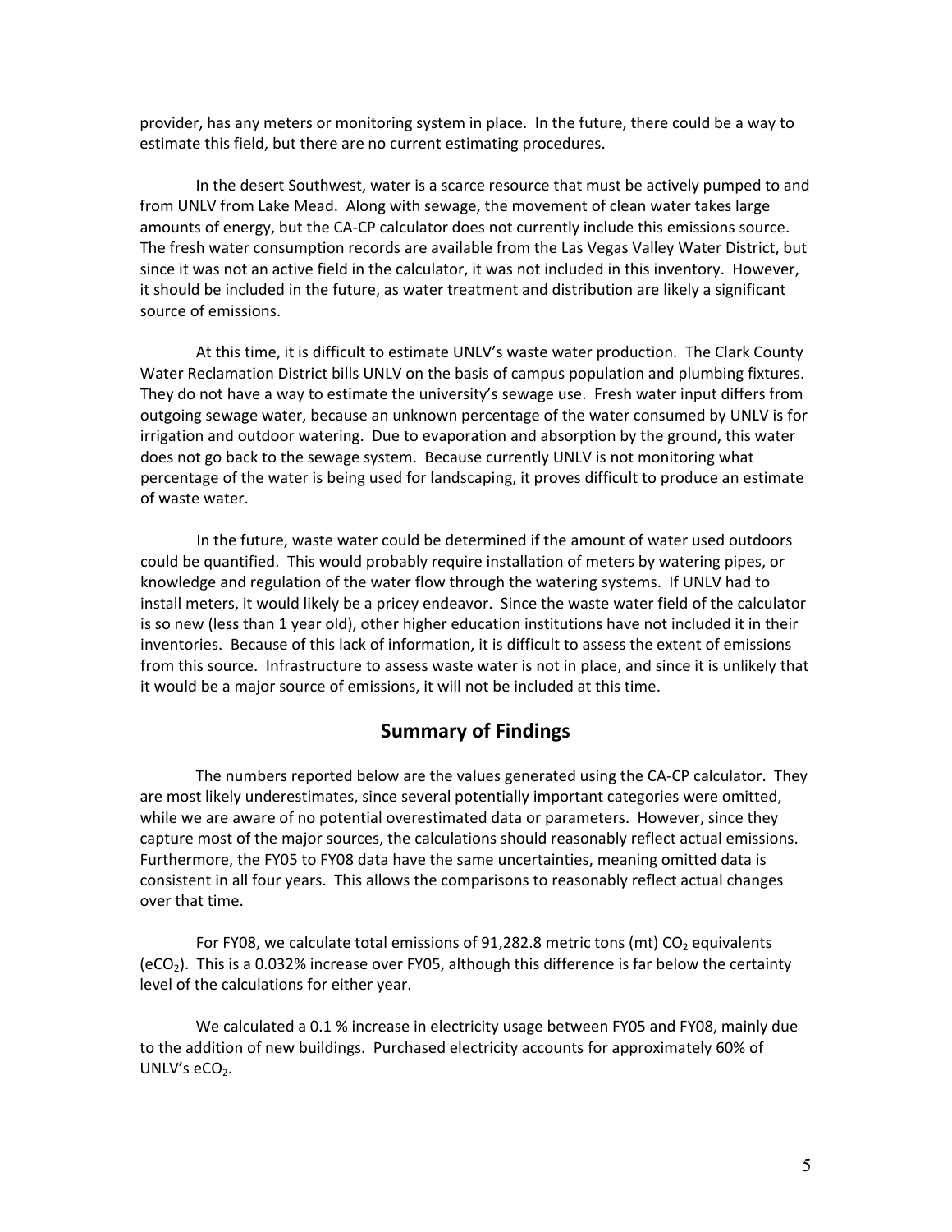provider, has any meters or monitoring system in place. In the future, there could be a way to estimate this field, but there are no current estimating procedures.

In the desert Southwest, water is a scarce resource that must be actively pumped to and from UNLV from Lake Mead. Along with sewage, the movement of clean water takes large amounts of energy, but the CA-CP calculator does not currently include this emissions source. The fresh water consumption records are available from the Las Vegas Valley Water District, but since it was not an active field in the calculator, it was not included in this inventory. However, it should be included in the future, as water treatment and distribution are likely a significant source of emissions.

At this time, it is difficult to estimate UNLV's waste water production. The Clark County Water Reclamation District bills UNLV on the basis of campus population and plumbing fixtures. They do not have a way to estimate the university's sewage use. Fresh water input differs from outgoing sewage water, because an unknown percentage of the water consumed by UNLV is for irrigation and outdoor watering. Due to evaporation and absorption by the ground, this water does not go back to the sewage system. Because currently UNLV is not monitoring what percentage of the water is being used for landscaping, it proves difficult to produce an estimate of waste water.

In the future, waste water could be determined if the amount of water used outdoors could be quantified. This would probably require installation of meters by watering pipes, or knowledge and regulation of the water flow through the watering systems. If UNLV had to install meters, it would likely be a pricey endeavor. Since the waste water field of the calculator is so new (less than 1 year old), other higher education institutions have not included it in their inventories. Because of this lack of information, it is difficult to assess the extent of emissions from this source. Infrastructure to assess waste water is not in place, and since it is unlikely that it would be a major source of emissions, it will not be included at this time.

## Summary of Findings

The numbers reported below are the values generated using the CA-CP calculator. They are most likely underestimates, since several potentially important categories were omitted, while we are aware of no potential overestimated data or parameters. However, since they capture most of the major sources, the calculations should reasonably reflect actual emissions. Furthermore, the FY05 to FY08 data have the same uncertainties, meaning omitted data is consistent in all four years. This allows the comparisons to reasonably reflect actual changes over that time.

For FY08, we calculate total emissions of 91,282.8 metric tons (mt) $CO_2$ equivalents ($eCO_2$). This is a 0.032% increase over FY05, although this difference is far below the certainty level of the calculations for either year.

We calculated a 0.1 % increase in electricity usage between FY05 and FY08, mainly due to the addition of new buildings. Purchased electricity accounts for approximately 60% of UNLV's $eCO_2$.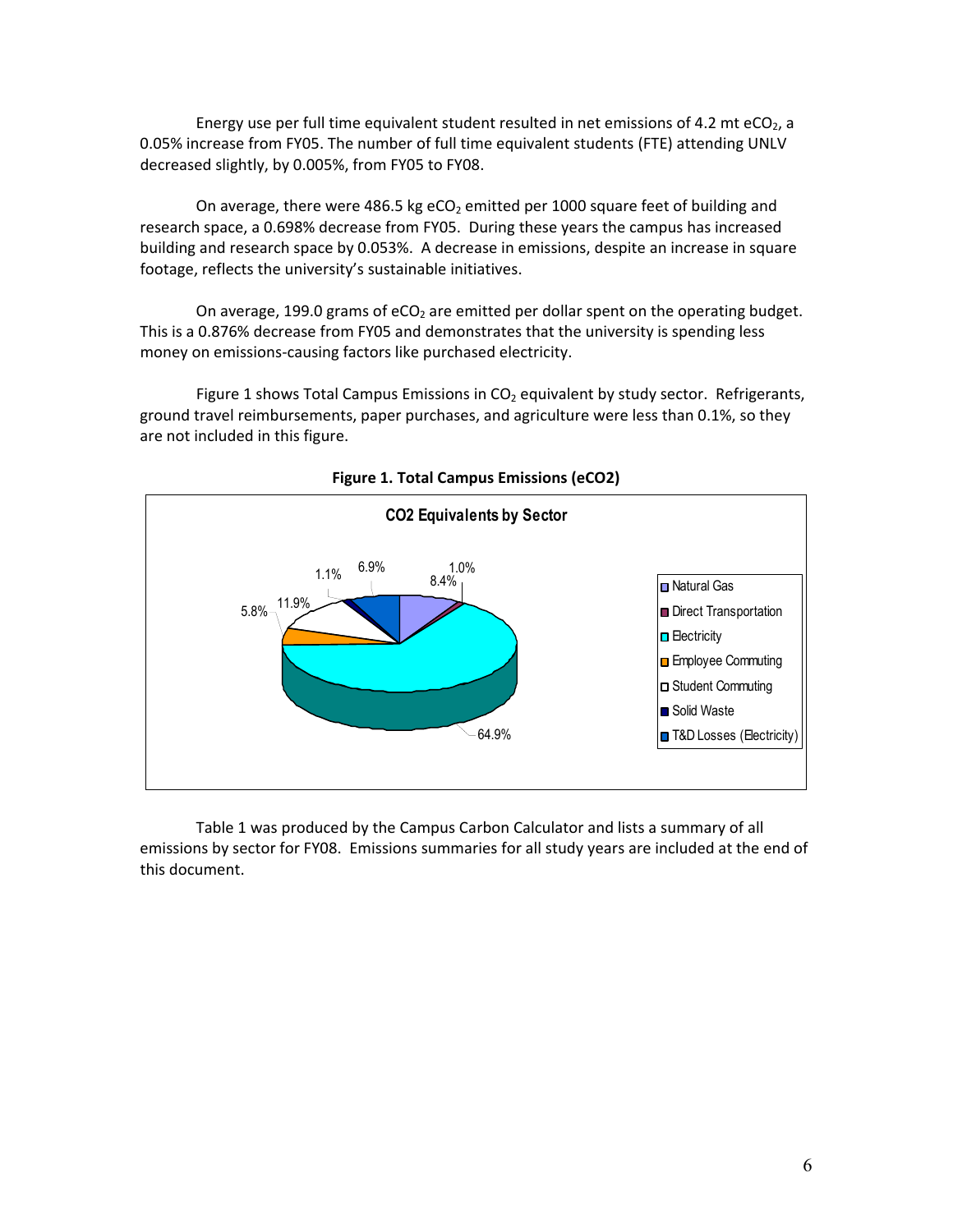Energy use per full time equivalent student resulted in net emissions of 4.2 mt $eCO_2$, a 0.05% increase from FY05. The number of full time equivalent students (FTE) attending UNLV decreased slightly, by 0.005%, from FY05 to FY08.

On average, there were 486.5 kg $eCO_2$ emitted per 1000 square feet of building and research space, a 0.698% decrease from FY05. During these years the campus has increased building and research space by 0.053%. A decrease in emissions, despite an increase in square footage, reflects the university's sustainable initiatives.

On average, 199.0 grams of $eCO_2$ are emitted per dollar spent on the operating budget. This is a 0.876% decrease from FY05 and demonstrates that the university is spending less money on emissions-causing factors like purchased electricity.

Figure 1 shows Total Campus Emissions in $CO_2$ equivalent by study sector. Refrigerants, ground travel reimbursements, paper purchases, and agriculture were less than 0.1%, so they are not included in this figure.

**Figure 1. Total Campus Emissions (eCO2)**

CO2 Equivalents by Sector

| Sector | Share |
|---|---|
| Natural Gas | 8.4% |
| Direct Transportation | 1.0% |
| Electricity | 64.9% |
| Employee Commuting | 5.8% |
| Student Commuting | 11.9% |
| Solid Waste | 1.1% |
| T&D Losses (Electricity) | 6.9% |

Table 1 was produced by the Campus Carbon Calculator and lists a summary of all emissions by sector for FY08. Emissions summaries for all study years are included at the end of this document.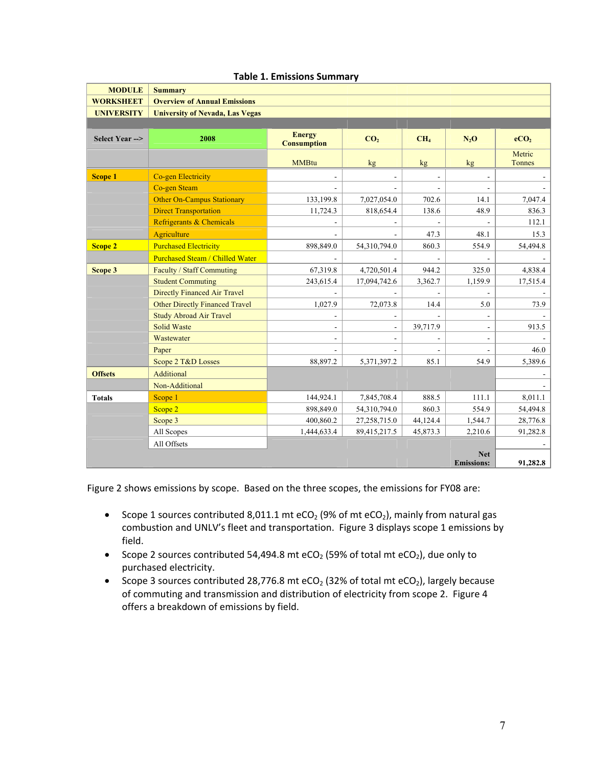**Table 1. Emissions Summary**

| MODULE | Summary | | | | | |
|---|---|---|---|---|---|---|
| WORKSHEET | Overview of Annual Emissions | | | | | |
| UNIVERSITY | University of Nevada, Las Vegas | | | | | |
| Select Year --> | 2008 | Energy Consumption | $CO_2$ | $CH_4$ | $N_2O$ | $eCO_2$ |
| | | MMBtu | kg | kg | kg | Metric Tonnes |
| Scope 1 | Co-gen Electricity | - | - | - | - | - |
| | Co-gen Steam | - | - | - | - | - |
| | Other On-Campus Stationary | 133,199.8 | 7,027,054.0 | 702.6 | 14.1 | 7,047.4 |
| | Direct Transportation | 11,724.3 | 818,654.4 | 138.6 | 48.9 | 836.3 |
| | Refrigerants & Chemicals | - | - | - | - | 112.1 |
| | Agriculture | - | - | 47.3 | 48.1 | 15.3 |
| Scope 2 | Purchased Electricity | 898,849.0 | 54,310,794.0 | 860.3 | 554.9 | 54,494.8 |
| | Purchased Steam / Chilled Water | - | - | - | - | - |
| Scope 3 | Faculty / Staff Commuting | 67,319.8 | 4,720,501.4 | 944.2 | 325.0 | 4,838.4 |
| | Student Commuting | 243,615.4 | 17,094,742.6 | 3,362.7 | 1,159.9 | 17,515.4 |
| | Directly Financed Air Travel | - | - | - | - | - |
| | Other Directly Financed Travel | 1,027.9 | 72,073.8 | 14.4 | 5.0 | 73.9 |
| | Study Abroad Air Travel | - | - | - | - | - |
| | Solid Waste | - | - | 39,717.9 | - | 913.5 |
| | Wastewater | - | - | - | - | - |
| | Paper | - | - | - | - | 46.0 |
| | Scope 2 T&D Losses | 88,897.2 | 5,371,397.2 | 85.1 | 54.9 | 5,389.6 |
| Offsets | Additional | | | | | - |
| | Non-Additional | | | | | - |
| Totals | Scope 1 | 144,924.1 | 7,845,708.4 | 888.5 | 111.1 | 8,011.1 |
| | Scope 2 | 898,849.0 | 54,310,794.0 | 860.3 | 554.9 | 54,494.8 |
| | Scope 3 | 400,860.2 | 27,258,715.0 | 44,124.4 | 1,544.7 | 28,776.8 |
| | All Scopes | 1,444,633.4 | 89,415,217.5 | 45,873.3 | 2,210.6 | 91,282.8 |
| | All Offsets | | | | | - |
| | | | | | Net Emissions: | 91,282.8 |

Figure 2 shows emissions by scope. Based on the three scopes, the emissions for FY08 are:

- Scope 1 sources contributed 8,011.1 mt $eCO_2$ (9% of mt $eCO_2$), mainly from natural gas combustion and UNLV's fleet and transportation. Figure 3 displays scope 1 emissions by field.
- Scope 2 sources contributed 54,494.8 mt $eCO_2$ (59% of total mt $eCO_2$), due only to purchased electricity.
- Scope 3 sources contributed 28,776.8 mt $eCO_2$ (32% of total mt $eCO_2$), largely because of commuting and transmission and distribution of electricity from scope 2. Figure 4 offers a breakdown of emissions by field.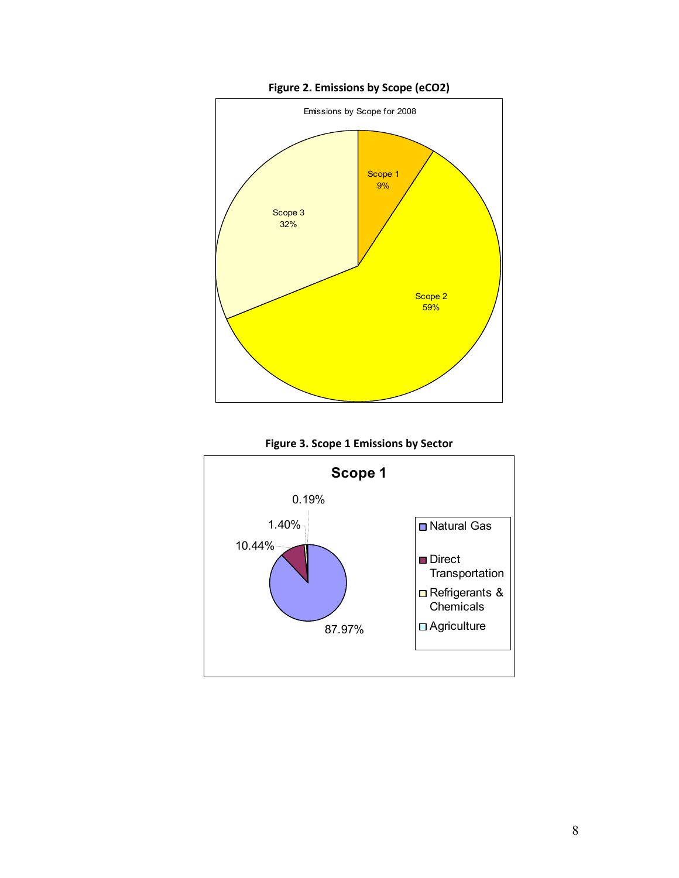**Figure 2. Emissions by Scope (eCO2)**

Emissions by Scope for 2008

Scope 1
9%

Scope 2
59%

Scope 3
32%

**Figure 3. Scope 1 Emissions by Sector**

**Scope 1**

0.19%

1.40%

10.44%

87.97%

- Natural Gas
- Direct Transportation
- Refrigerants & Chemicals
- Agriculture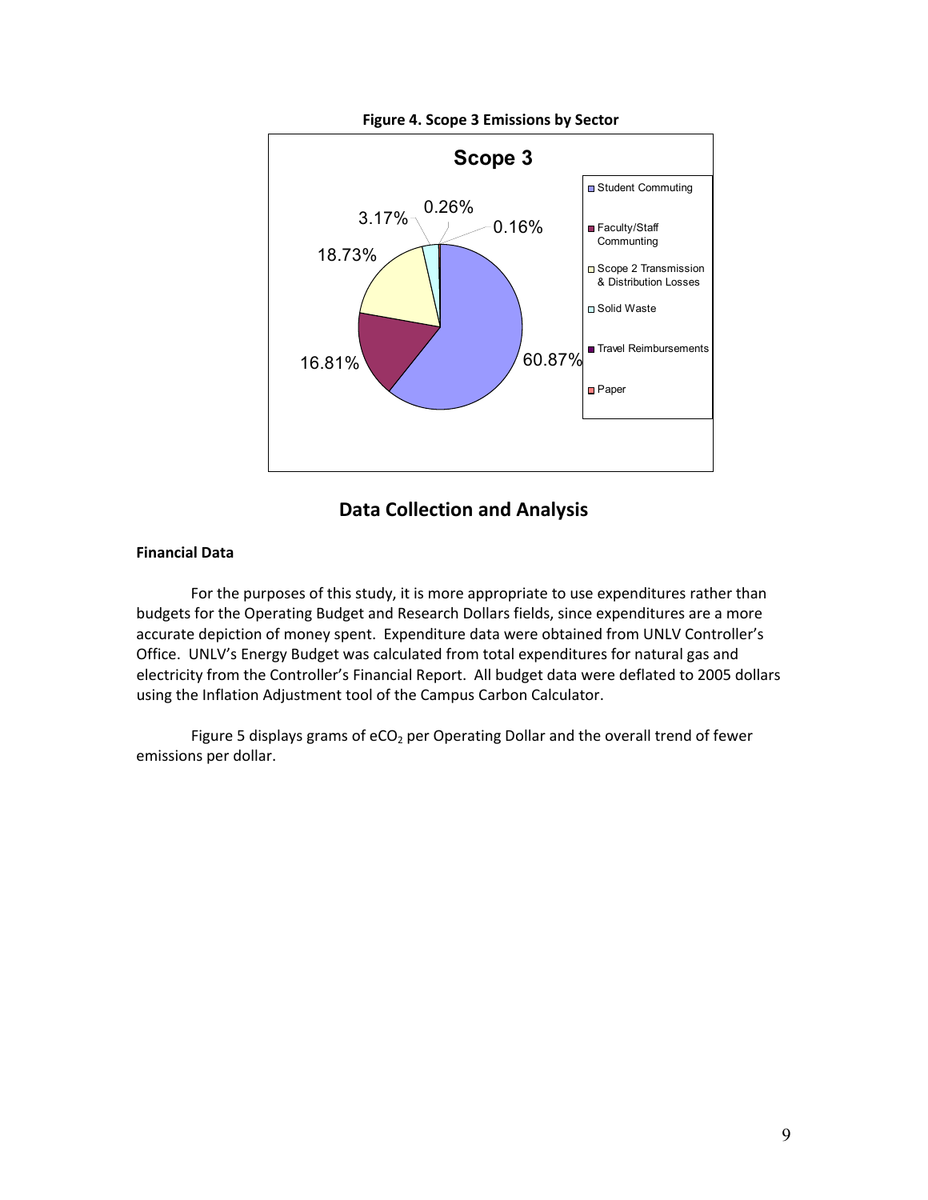**Figure 4. Scope 3 Emissions by Sector**

## Data Collection and Analysis

**Financial Data**

For the purposes of this study, it is more appropriate to use expenditures rather than budgets for the Operating Budget and Research Dollars fields, since expenditures are a more accurate depiction of money spent. Expenditure data were obtained from UNLV Controller's Office. UNLV's Energy Budget was calculated from total expenditures for natural gas and electricity from the Controller's Financial Report. All budget data were deflated to 2005 dollars using the Inflation Adjustment tool of the Campus Carbon Calculator.

Figure 5 displays grams of $eCO_2$ per Operating Dollar and the overall trend of fewer emissions per dollar.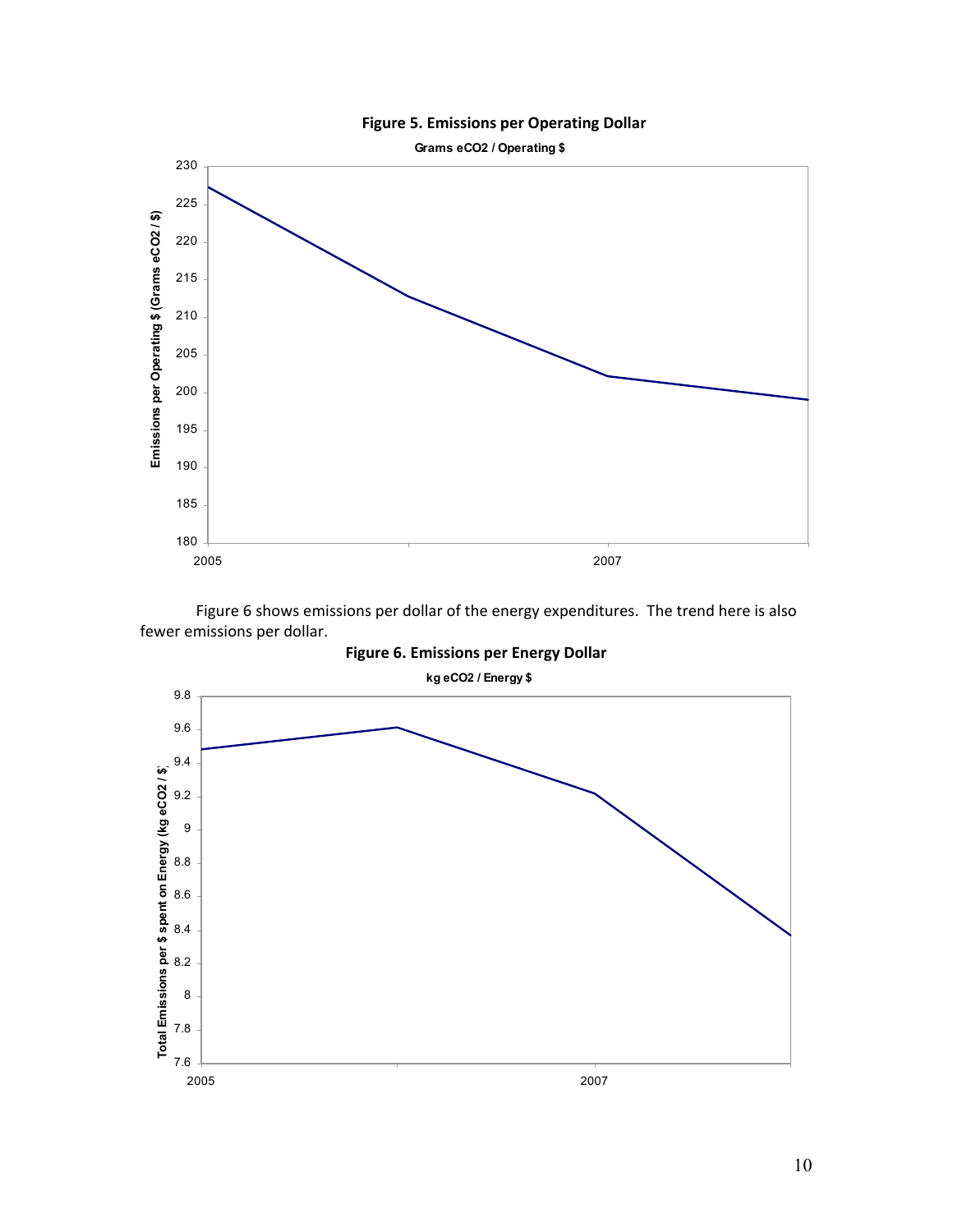**Figure 5. Emissions per Operating Dollar**

Figure 6 shows emissions per dollar of the energy expenditures. The trend here is also fewer emissions per dollar.

**Figure 6. Emissions per Energy Dollar**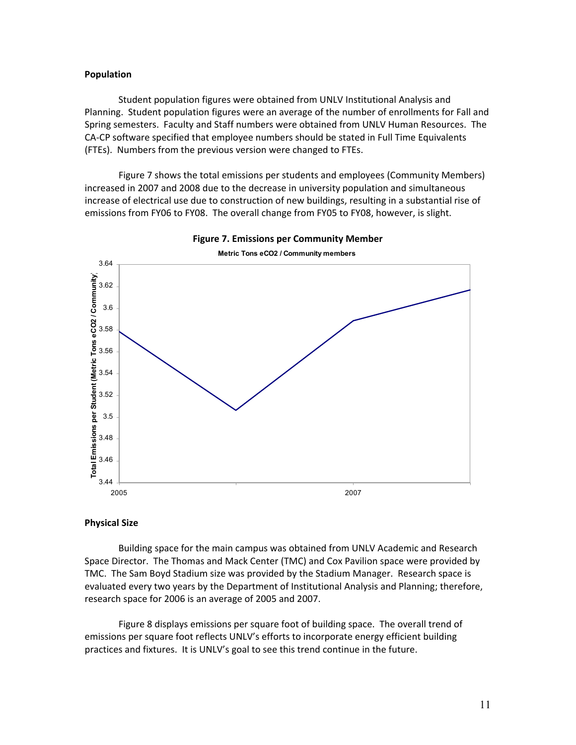**Population**

Student population figures were obtained from UNLV Institutional Analysis and Planning. Student population figures were an average of the number of enrollments for Fall and Spring semesters. Faculty and Staff numbers were obtained from UNLV Human Resources. The CA-CP software specified that employee numbers should be stated in Full Time Equivalents (FTEs). Numbers from the previous version were changed to FTEs.

Figure 7 shows the total emissions per students and employees (Community Members) increased in 2007 and 2008 due to the decrease in university population and simultaneous increase of electrical use due to construction of new buildings, resulting in a substantial rise of emissions from FY06 to FY08. The overall change from FY05 to FY08, however, is slight.

**Figure 7. Emissions per Community Member**

**Physical Size**

Building space for the main campus was obtained from UNLV Academic and Research Space Director. The Thomas and Mack Center (TMC) and Cox Pavilion space were provided by TMC. The Sam Boyd Stadium size was provided by the Stadium Manager. Research space is evaluated every two years by the Department of Institutional Analysis and Planning; therefore, research space for 2006 is an average of 2005 and 2007.

Figure 8 displays emissions per square foot of building space. The overall trend of emissions per square foot reflects UNLV's efforts to incorporate energy efficient building practices and fixtures. It is UNLV's goal to see this trend continue in the future.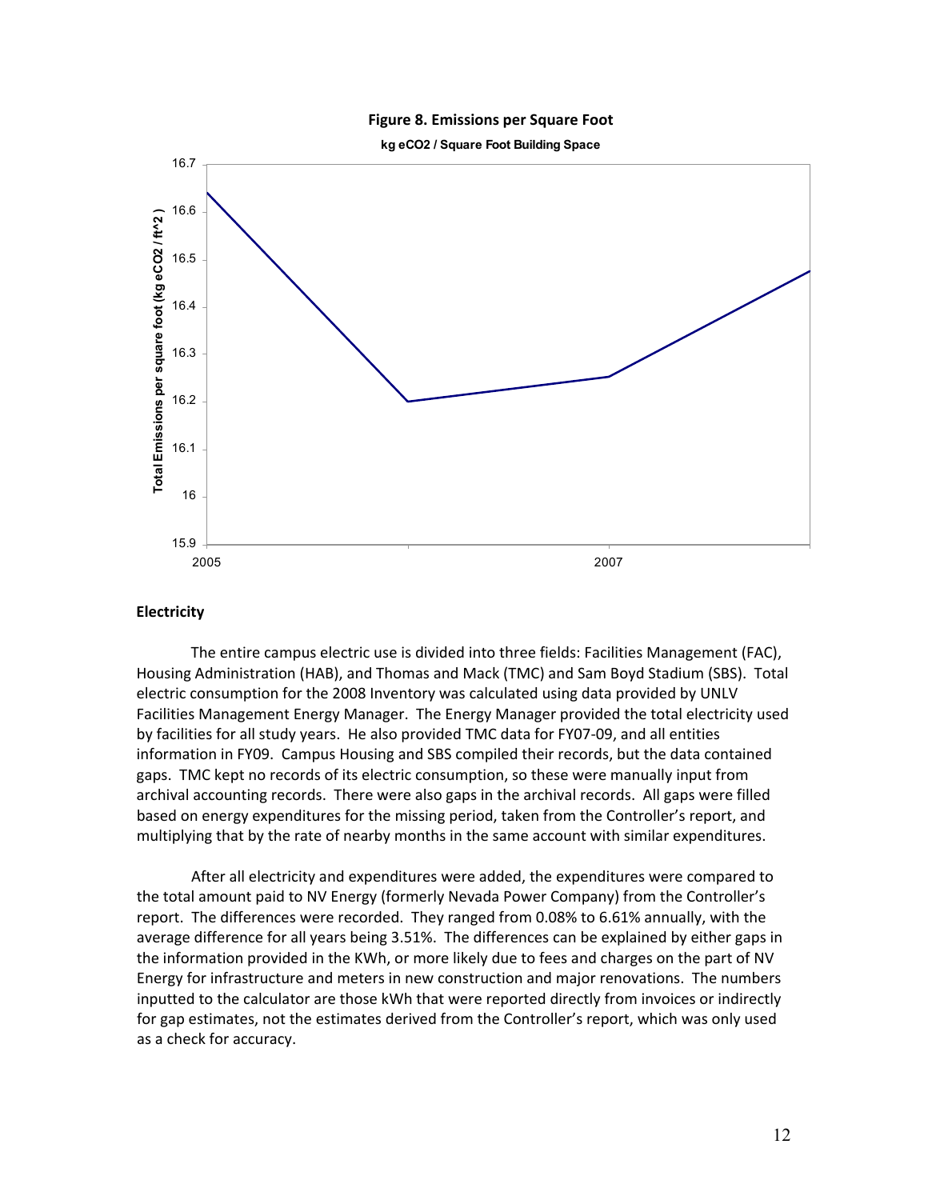**Figure 8. Emissions per Square Foot**

kg eCO2 / Square Foot Building Space

## Electricity

The entire campus electric use is divided into three fields: Facilities Management (FAC), Housing Administration (HAB), and Thomas and Mack (TMC) and Sam Boyd Stadium (SBS). Total electric consumption for the 2008 Inventory was calculated using data provided by UNLV Facilities Management Energy Manager. The Energy Manager provided the total electricity used by facilities for all study years. He also provided TMC data for FY07-09, and all entities information in FY09. Campus Housing and SBS compiled their records, but the data contained gaps. TMC kept no records of its electric consumption, so these were manually input from archival accounting records. There were also gaps in the archival records. All gaps were filled based on energy expenditures for the missing period, taken from the Controller's report, and multiplying that by the rate of nearby months in the same account with similar expenditures.

After all electricity and expenditures were added, the expenditures were compared to the total amount paid to NV Energy (formerly Nevada Power Company) from the Controller's report. The differences were recorded. They ranged from 0.08% to 6.61% annually, with the average difference for all years being 3.51%. The differences can be explained by either gaps in the information provided in the KWh, or more likely due to fees and charges on the part of NV Energy for infrastructure and meters in new construction and major renovations. The numbers inputted to the calculator are those kWh that were reported directly from invoices or indirectly for gap estimates, not the estimates derived from the Controller's report, which was only used as a check for accuracy.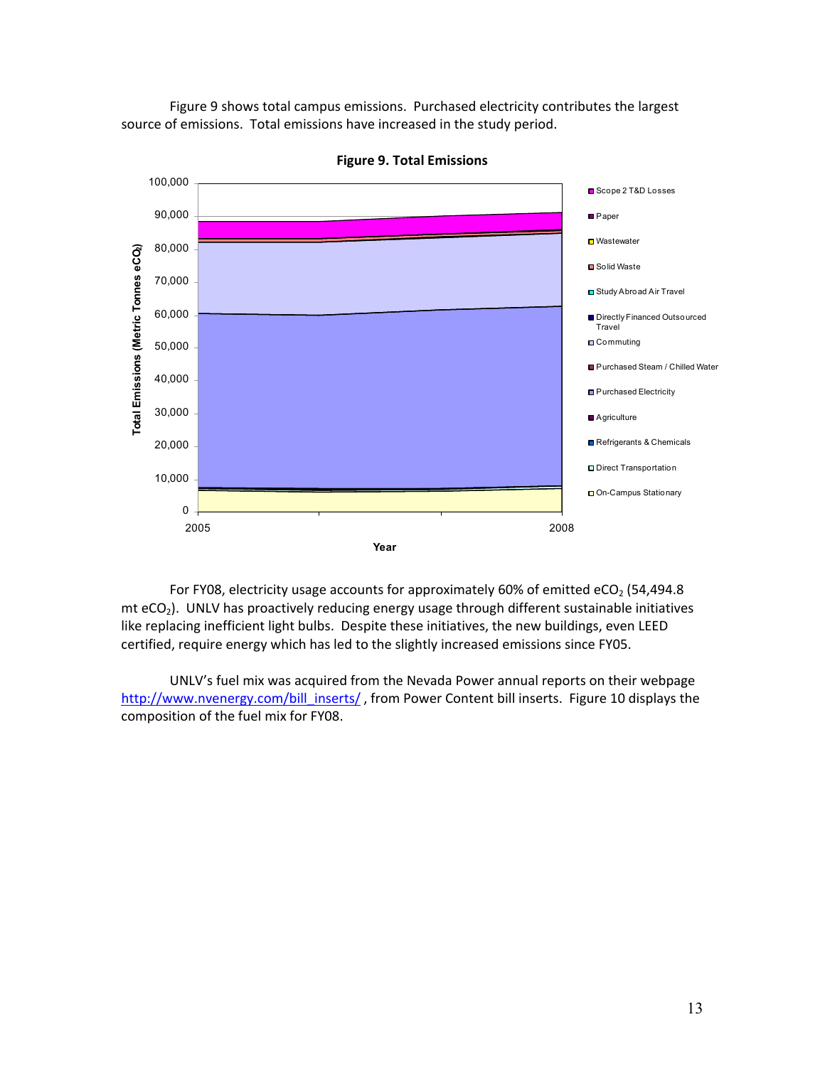Figure 9 shows total campus emissions. Purchased electricity contributes the largest source of emissions. Total emissions have increased in the study period.

**Figure 9. Total Emissions**

For FY08, electricity usage accounts for approximately 60% of emitted $eCO_2$ (54,494.8 mt $eCO_2$). UNLV has proactively reducing energy usage through different sustainable initiatives like replacing inefficient light bulbs. Despite these initiatives, the new buildings, even LEED certified, require energy which has led to the slightly increased emissions since FY05.

UNLV's fuel mix was acquired from the Nevada Power annual reports on their webpage http://www.nvenergy.com/bill_inserts/ , from Power Content bill inserts. Figure 10 displays the composition of the fuel mix for FY08.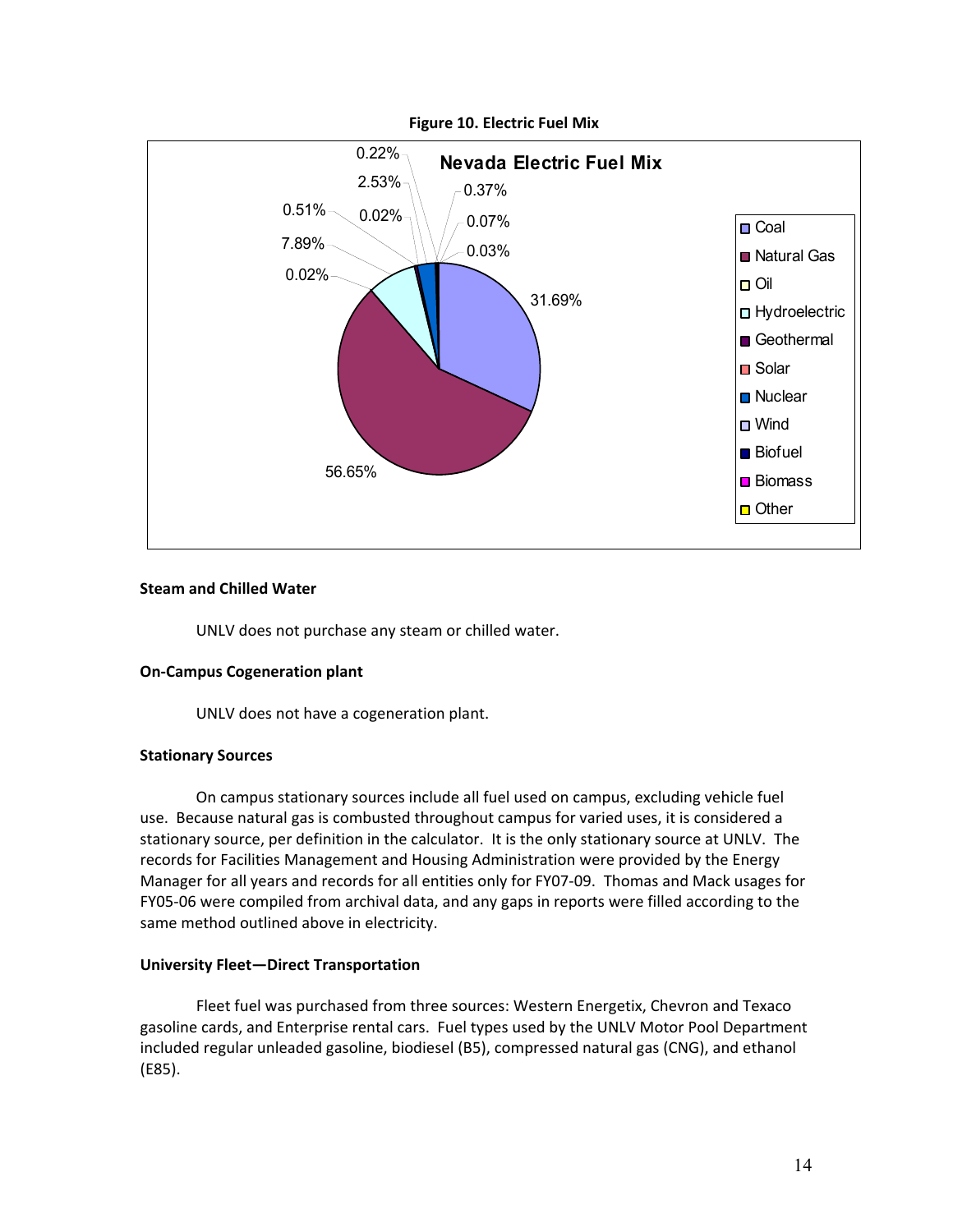**Figure 10. Electric Fuel Mix**

**Nevada Electric Fuel Mix**

| Fuel | Percentage |
| --- | --- |
| Coal | 31.69% |
| Natural Gas | 56.65% |
| Oil | 0.02% |
| Hydroelectric | 7.89% |
| Geothermal | 0.51% |
| Solar | 0.02% |
| Nuclear | 2.53% |
| Wind | 0.22% |
| Biofuel | 0.37% |
| Biomass | 0.07% |
| Other | 0.03% |

### Steam and Chilled Water

UNLV does not purchase any steam or chilled water.

### On-Campus Cogeneration plant

UNLV does not have a cogeneration plant.

### Stationary Sources

On campus stationary sources include all fuel used on campus, excluding vehicle fuel use. Because natural gas is combusted throughout campus for varied uses, it is considered a stationary source, per definition in the calculator. It is the only stationary source at UNLV. The records for Facilities Management and Housing Administration were provided by the Energy Manager for all years and records for all entities only for FY07-09. Thomas and Mack usages for FY05-06 were compiled from archival data, and any gaps in reports were filled according to the same method outlined above in electricity.

### University Fleet—Direct Transportation

Fleet fuel was purchased from three sources: Western Energetix, Chevron and Texaco gasoline cards, and Enterprise rental cars. Fuel types used by the UNLV Motor Pool Department included regular unleaded gasoline, biodiesel (B5), compressed natural gas (CNG), and ethanol (E85).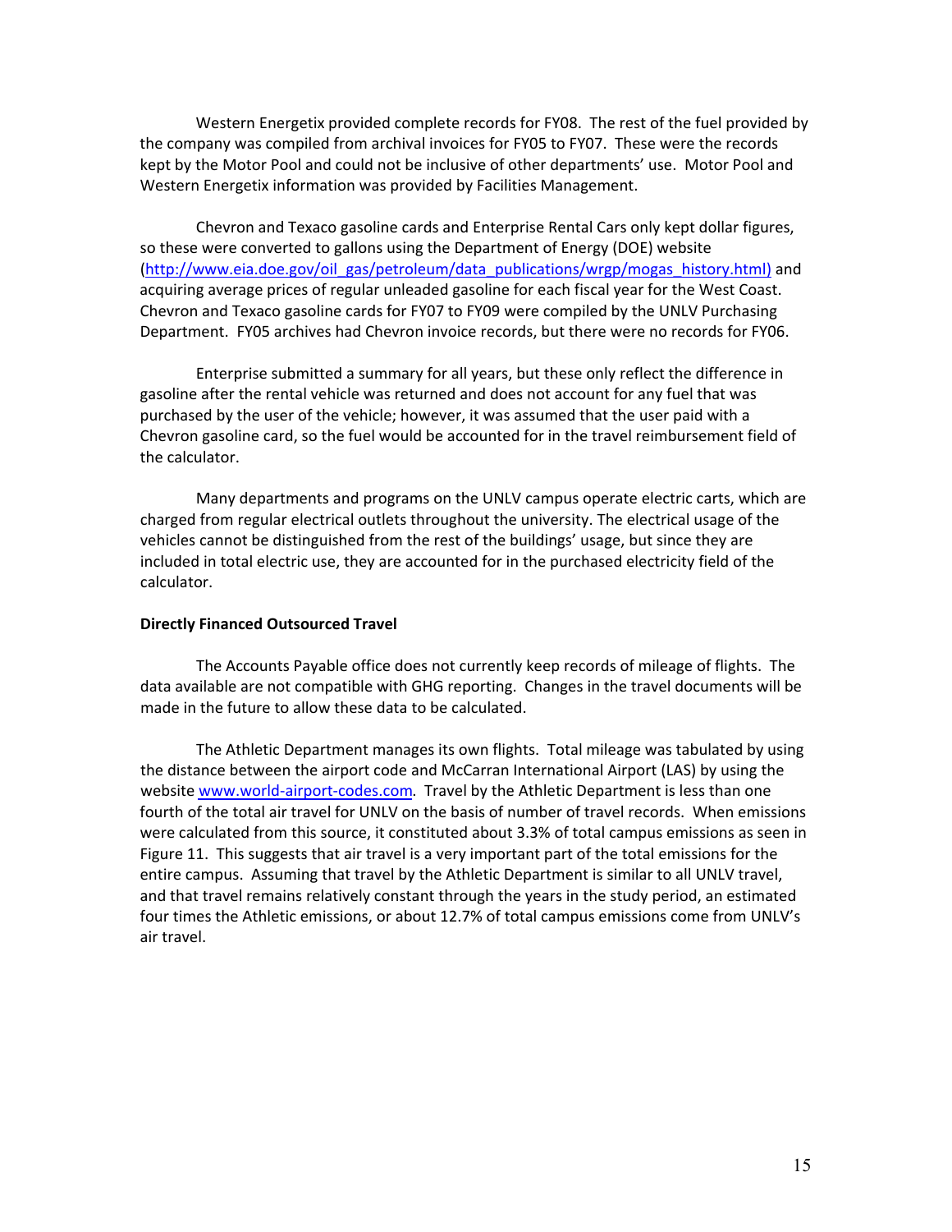Western Energetix provided complete records for FY08. The rest of the fuel provided by the company was compiled from archival invoices for FY05 to FY07. These were the records kept by the Motor Pool and could not be inclusive of other departments' use. Motor Pool and Western Energetix information was provided by Facilities Management.

Chevron and Texaco gasoline cards and Enterprise Rental Cars only kept dollar figures, so these were converted to gallons using the Department of Energy (DOE) website (http://www.eia.doe.gov/oil_gas/petroleum/data_publications/wrgp/mogas_history.html) and acquiring average prices of regular unleaded gasoline for each fiscal year for the West Coast. Chevron and Texaco gasoline cards for FY07 to FY09 were compiled by the UNLV Purchasing Department. FY05 archives had Chevron invoice records, but there were no records for FY06.

Enterprise submitted a summary for all years, but these only reflect the difference in gasoline after the rental vehicle was returned and does not account for any fuel that was purchased by the user of the vehicle; however, it was assumed that the user paid with a Chevron gasoline card, so the fuel would be accounted for in the travel reimbursement field of the calculator.

Many departments and programs on the UNLV campus operate electric carts, which are charged from regular electrical outlets throughout the university. The electrical usage of the vehicles cannot be distinguished from the rest of the buildings' usage, but since they are included in total electric use, they are accounted for in the purchased electricity field of the calculator.

**Directly Financed Outsourced Travel**

The Accounts Payable office does not currently keep records of mileage of flights. The data available are not compatible with GHG reporting. Changes in the travel documents will be made in the future to allow these data to be calculated.

The Athletic Department manages its own flights. Total mileage was tabulated by using the distance between the airport code and McCarran International Airport (LAS) by using the website www.world-airport-codes.com. Travel by the Athletic Department is less than one fourth of the total air travel for UNLV on the basis of number of travel records. When emissions were calculated from this source, it constituted about 3.3% of total campus emissions as seen in Figure 11. This suggests that air travel is a very important part of the total emissions for the entire campus. Assuming that travel by the Athletic Department is similar to all UNLV travel, and that travel remains relatively constant through the years in the study period, an estimated four times the Athletic emissions, or about 12.7% of total campus emissions come from UNLV's air travel.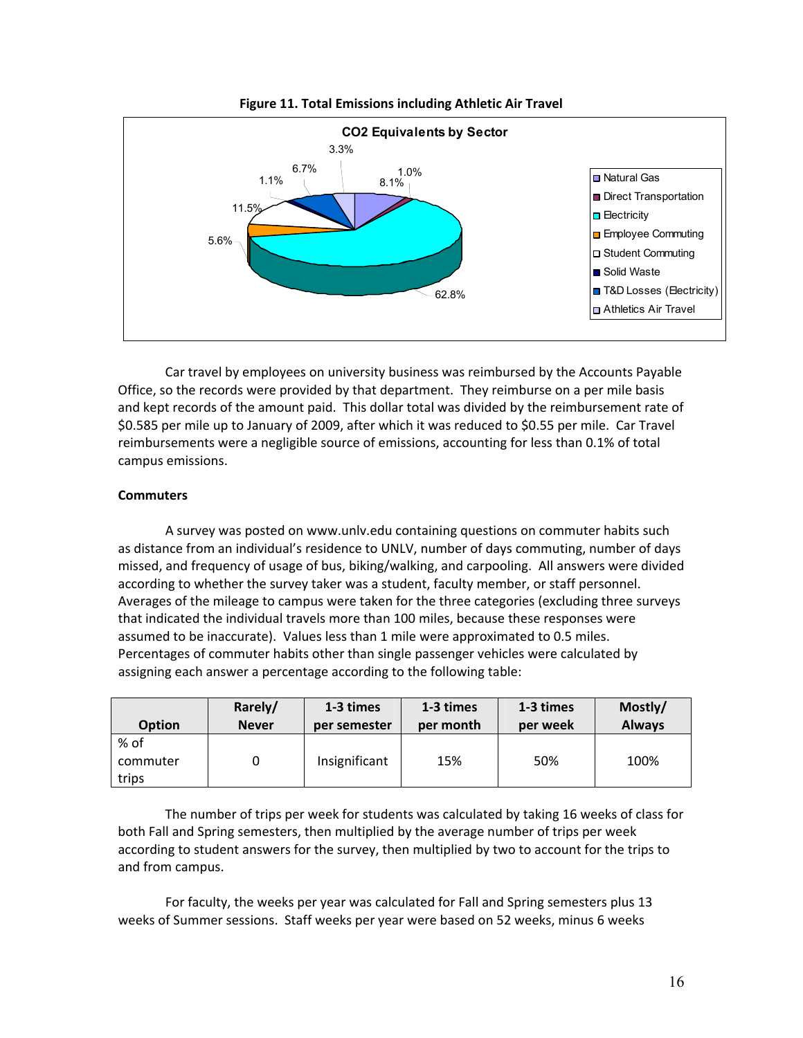**Figure 11. Total Emissions including Athletic Air Travel**

Car travel by employees on university business was reimbursed by the Accounts Payable Office, so the records were provided by that department. They reimburse on a per mile basis and kept records of the amount paid. This dollar total was divided by the reimbursement rate of $0.585 per mile up to January of 2009, after which it was reduced to $0.55 per mile. Car Travel reimbursements were a negligible source of emissions, accounting for less than 0.1% of total campus emissions.

**Commuters**

A survey was posted on www.unlv.edu containing questions on commuter habits such as distance from an individual's residence to UNLV, number of days commuting, number of days missed, and frequency of usage of bus, biking/walking, and carpooling. All answers were divided according to whether the survey taker was a student, faculty member, or staff personnel. Averages of the mileage to campus were taken for the three categories (excluding three surveys that indicated the individual travels more than 100 miles, because these responses were assumed to be inaccurate). Values less than 1 mile were approximated to 0.5 miles. Percentages of commuter habits other than single passenger vehicles were calculated by assigning each answer a percentage according to the following table:

| Option | Rarely/ Never | 1-3 times per semester | 1-3 times per month | 1-3 times per week | Mostly/ Always |
|---|---|---|---|---|---|
| % of commuter trips | 0 | Insignificant | 15% | 50% | 100% |

The number of trips per week for students was calculated by taking 16 weeks of class for both Fall and Spring semesters, then multiplied by the average number of trips per week according to student answers for the survey, then multiplied by two to account for the trips to and from campus.

For faculty, the weeks per year was calculated for Fall and Spring semesters plus 13 weeks of Summer sessions. Staff weeks per year were based on 52 weeks, minus 6 weeks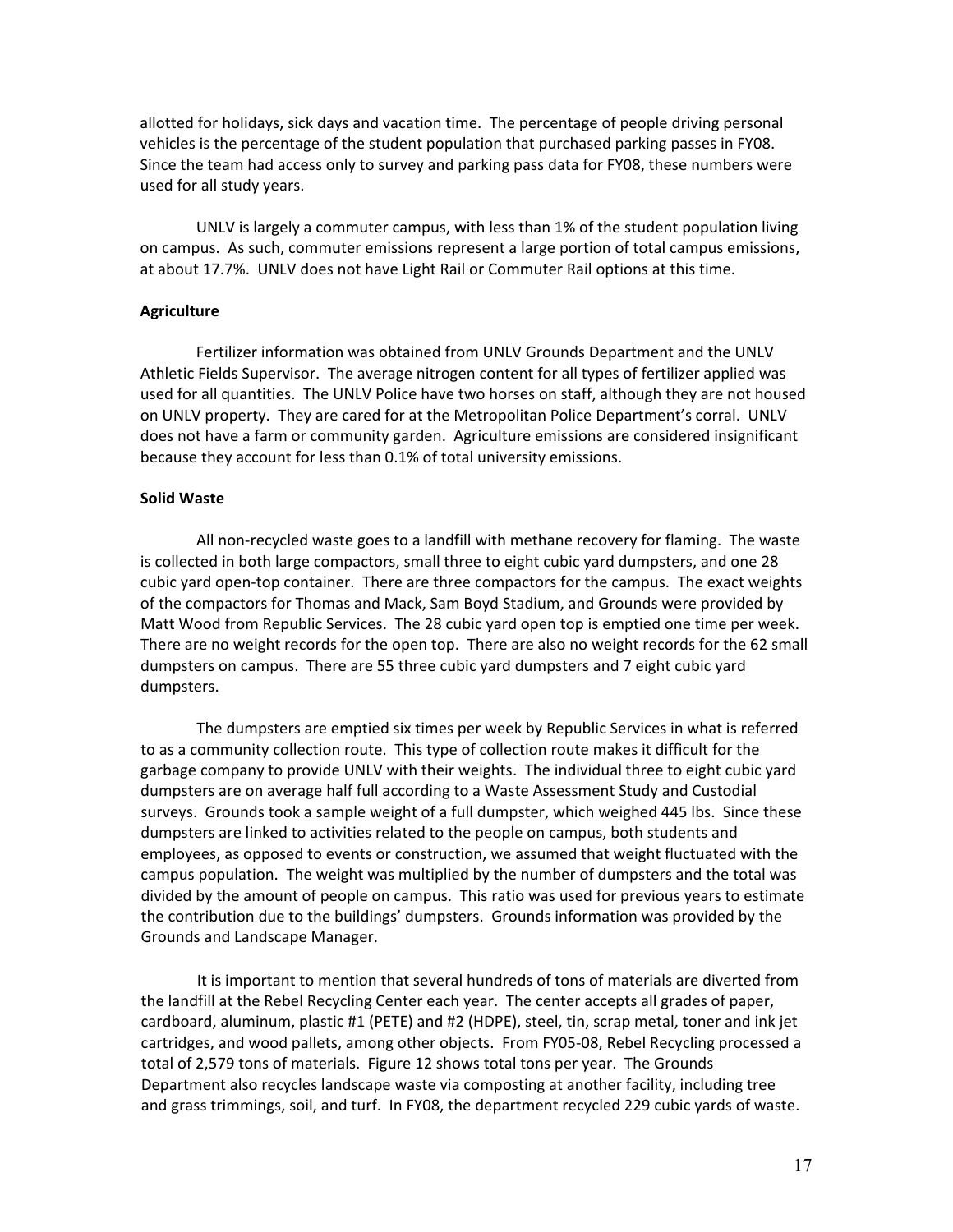allotted for holidays, sick days and vacation time. The percentage of people driving personal vehicles is the percentage of the student population that purchased parking passes in FY08. Since the team had access only to survey and parking pass data for FY08, these numbers were used for all study years.

UNLV is largely a commuter campus, with less than 1% of the student population living on campus. As such, commuter emissions represent a large portion of total campus emissions, at about 17.7%. UNLV does not have Light Rail or Commuter Rail options at this time.

**Agriculture**

Fertilizer information was obtained from UNLV Grounds Department and the UNLV Athletic Fields Supervisor. The average nitrogen content for all types of fertilizer applied was used for all quantities. The UNLV Police have two horses on staff, although they are not housed on UNLV property. They are cared for at the Metropolitan Police Department's corral. UNLV does not have a farm or community garden. Agriculture emissions are considered insignificant because they account for less than 0.1% of total university emissions.

**Solid Waste**

All non-recycled waste goes to a landfill with methane recovery for flaming. The waste is collected in both large compactors, small three to eight cubic yard dumpsters, and one 28 cubic yard open-top container. There are three compactors for the campus. The exact weights of the compactors for Thomas and Mack, Sam Boyd Stadium, and Grounds were provided by Matt Wood from Republic Services. The 28 cubic yard open top is emptied one time per week. There are no weight records for the open top. There are also no weight records for the 62 small dumpsters on campus. There are 55 three cubic yard dumpsters and 7 eight cubic yard dumpsters.

The dumpsters are emptied six times per week by Republic Services in what is referred to as a community collection route. This type of collection route makes it difficult for the garbage company to provide UNLV with their weights. The individual three to eight cubic yard dumpsters are on average half full according to a Waste Assessment Study and Custodial surveys. Grounds took a sample weight of a full dumpster, which weighed 445 lbs. Since these dumpsters are linked to activities related to the people on campus, both students and employees, as opposed to events or construction, we assumed that weight fluctuated with the campus population. The weight was multiplied by the number of dumpsters and the total was divided by the amount of people on campus. This ratio was used for previous years to estimate the contribution due to the buildings' dumpsters. Grounds information was provided by the Grounds and Landscape Manager.

It is important to mention that several hundreds of tons of materials are diverted from the landfill at the Rebel Recycling Center each year. The center accepts all grades of paper, cardboard, aluminum, plastic #1 (PETE) and #2 (HDPE), steel, tin, scrap metal, toner and ink jet cartridges, and wood pallets, among other objects. From FY05-08, Rebel Recycling processed a total of 2,579 tons of materials. Figure 12 shows total tons per year. The Grounds Department also recycles landscape waste via composting at another facility, including tree and grass trimmings, soil, and turf. In FY08, the department recycled 229 cubic yards of waste.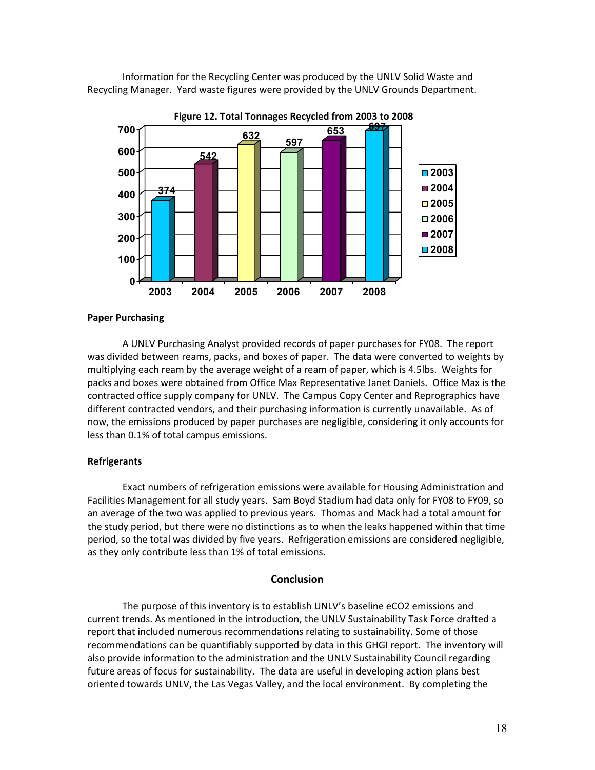Information for the Recycling Center was produced by the UNLV Solid Waste and Recycling Manager. Yard waste figures were provided by the UNLV Grounds Department.

**Figure 12. Total Tonnages Recycled from 2003 to 2008**

| Year | Tons |
| --- | --- |
| 2003 | 374 |
| 2004 | 542 |
| 2005 | 632 |
| 2006 | 597 |
| 2007 | 653 |
| 2008 | 697 |

### Paper Purchasing

A UNLV Purchasing Analyst provided records of paper purchases for FY08. The report was divided between reams, packs, and boxes of paper. The data were converted to weights by multiplying each ream by the average weight of a ream of paper, which is 4.5lbs. Weights for packs and boxes were obtained from Office Max Representative Janet Daniels. Office Max is the contracted office supply company for UNLV. The Campus Copy Center and Reprographics have different contracted vendors, and their purchasing information is currently unavailable. As of now, the emissions produced by paper purchases are negligible, considering it only accounts for less than 0.1% of total campus emissions.

### Refrigerants

Exact numbers of refrigeration emissions were available for Housing Administration and Facilities Management for all study years. Sam Boyd Stadium had data only for FY08 to FY09, so an average of the two was applied to previous years. Thomas and Mack had a total amount for the study period, but there were no distinctions as to when the leaks happened within that time period, so the total was divided by five years. Refrigeration emissions are considered negligible, as they only contribute less than 1% of total emissions.

## Conclusion

The purpose of this inventory is to establish UNLV's baseline eCO2 emissions and current trends. As mentioned in the introduction, the UNLV Sustainability Task Force drafted a report that included numerous recommendations relating to sustainability. Some of those recommendations can be quantifiably supported by data in this GHGI report. The inventory will also provide information to the administration and the UNLV Sustainability Council regarding future areas of focus for sustainability. The data are useful in developing action plans best oriented towards UNLV, the Las Vegas Valley, and the local environment. By completing the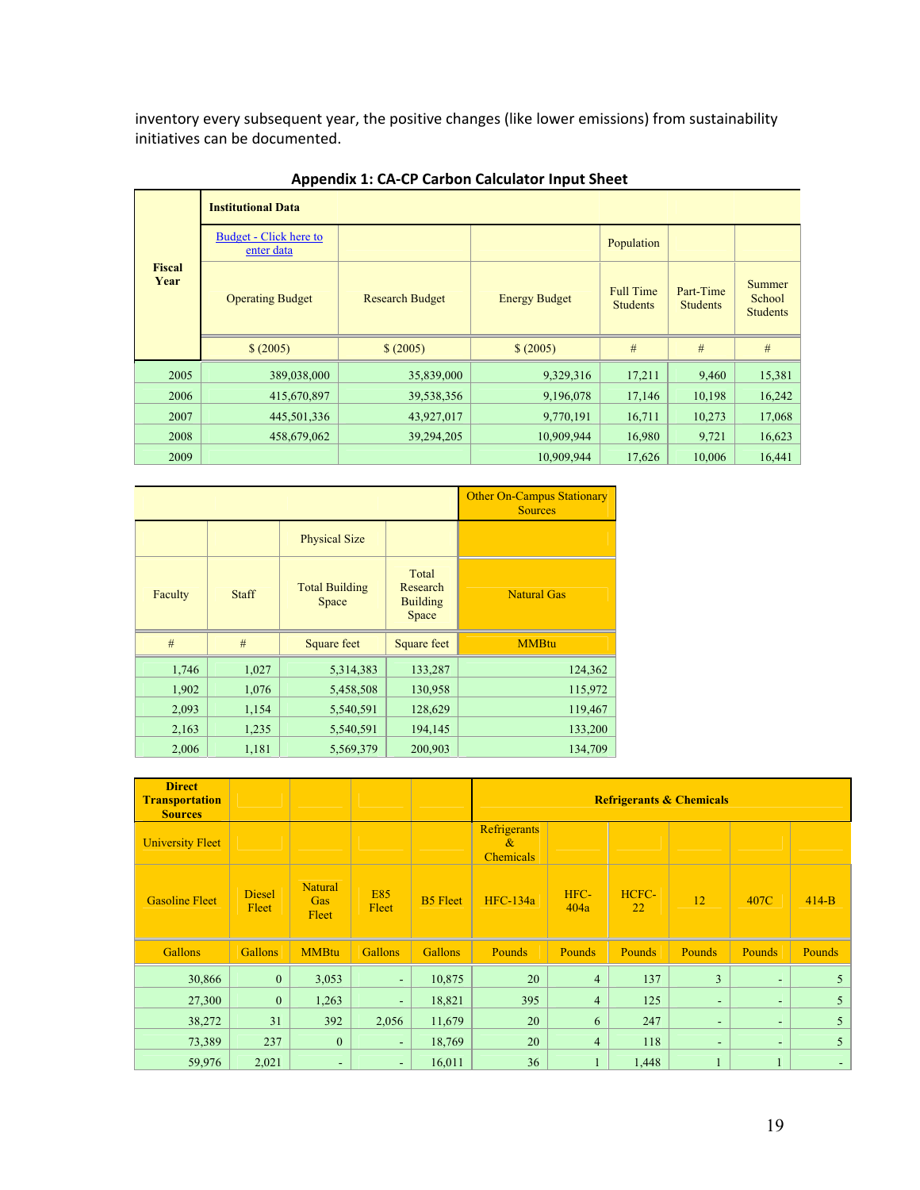inventory every subsequent year, the positive changes (like lower emissions) from sustainability initiatives can be documented.

**Appendix 1: CA-CP Carbon Calculator Input Sheet**

| Fiscal Year | Institutional Data | | | | | |
|---|---|---|---|---|---|---|
| | Budget - Click here to enter data | | | Population | | |
| | Operating Budget | Research Budget | Energy Budget | Full Time Students | Part-Time Students | Summer School Students |
| | $ (2005) | $ (2005) | $ (2005) | # | # | # |
| 2005 | 389,038,000 | 35,839,000 | 9,329,316 | 17,211 | 9,460 | 15,381 |
| 2006 | 415,670,897 | 39,538,356 | 9,196,078 | 17,146 | 10,198 | 16,242 |
| 2007 | 445,501,336 | 43,927,017 | 9,770,191 | 16,711 | 10,273 | 17,068 |
| 2008 | 458,679,062 | 39,294,205 | 10,909,944 | 16,980 | 9,721 | 16,623 |
| 2009 | | | 10,909,944 | 17,626 | 10,006 | 16,441 |

| | | | | Other On-Campus Stationary Sources |
|---|---|---|---|---|
| | | Physical Size | | |
| Faculty | Staff | Total Building Space | Total Research Building Space | Natural Gas |
| # | # | Square feet | Square feet | MMBtu |
| 1,746 | 1,027 | 5,314,383 | 133,287 | 124,362 |
| 1,902 | 1,076 | 5,458,508 | 130,958 | 115,972 |
| 2,093 | 1,154 | 5,540,591 | 128,629 | 119,467 |
| 2,163 | 1,235 | 5,540,591 | 194,145 | 133,200 |
| 2,006 | 1,181 | 5,569,379 | 200,903 | 134,709 |

| Direct Transportation Sources | | | | | Refrigerants & Chemicals | | | | | |
|---|---|---|---|---|---|---|---|---|---|---|
| University Fleet | | | | | Refrigerants & Chemicals | | | | | |
| Gasoline Fleet | Diesel Fleet | Natural Gas Fleet | E85 Fleet | B5 Fleet | HFC-134a | HFC-404a | HCFC-22 | 12 | 407C | 414-B |
| Gallons | Gallons | MMBtu | Gallons | Gallons | Pounds | Pounds | Pounds | Pounds | Pounds | Pounds |
| 30,866 | 0 | 3,053 | - | 10,875 | 20 | 4 | 137 | 3 | - | 5 |
| 27,300 | 0 | 1,263 | - | 18,821 | 395 | 4 | 125 | - | - | 5 |
| 38,272 | 31 | 392 | 2,056 | 11,679 | 20 | 6 | 247 | - | - | 5 |
| 73,389 | 237 | 0 | - | 18,769 | 20 | 4 | 118 | - | - | 5 |
| 59,976 | 2,021 | - | - | 16,011 | 36 | 1 | 1,448 | 1 | 1 | - |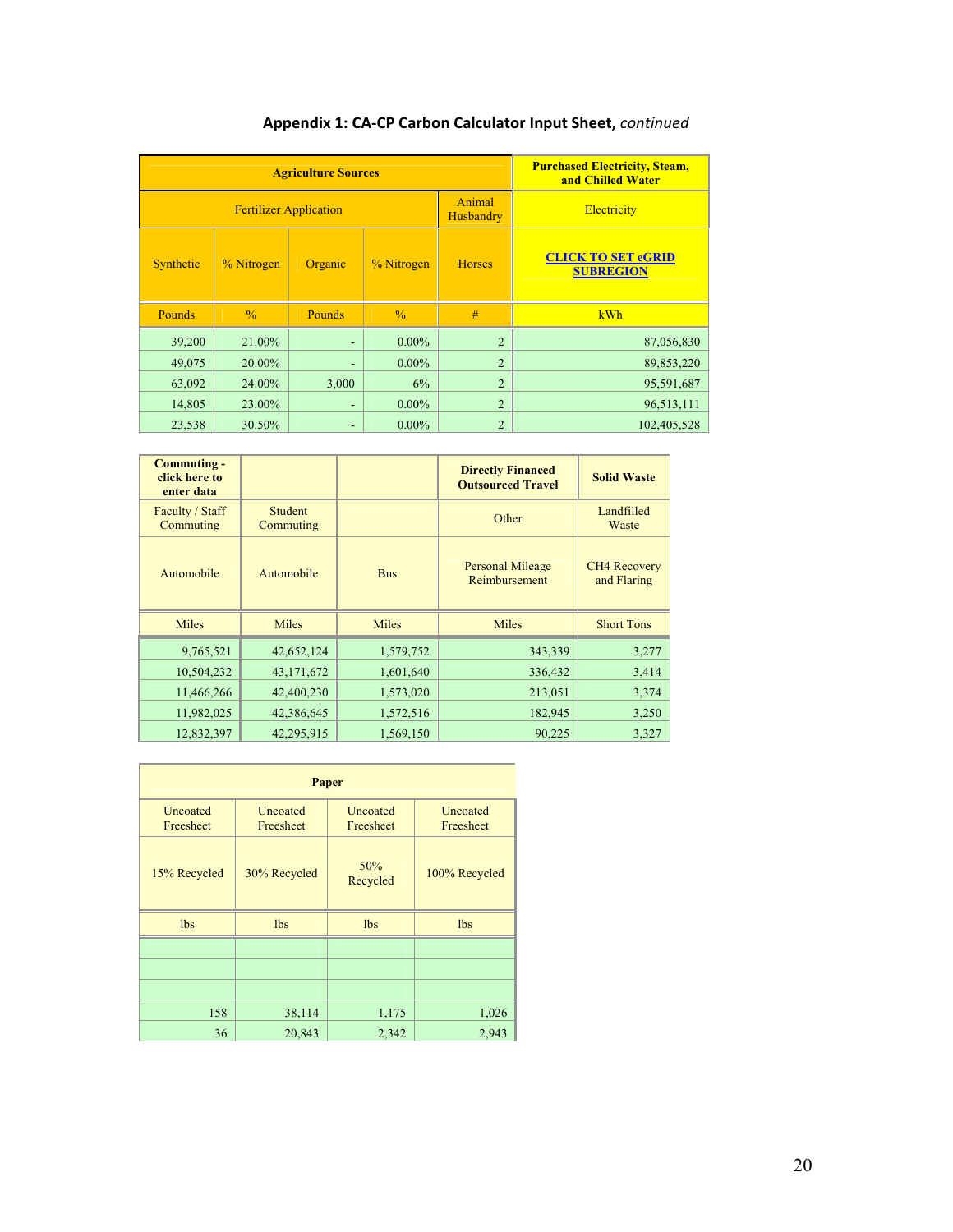## Appendix 1: CA-CP Carbon Calculator Input Sheet, *continued*

| Agriculture Sources | | | | | Purchased Electricity, Steam, and Chilled Water |
|---|---|---|---|---|---|
| Fertilizer Application | | | | Animal Husbandry | Electricity |
| Synthetic | % Nitrogen | Organic | % Nitrogen | Horses | CLICK TO SET eGRID SUBREGION |
| Pounds | % | Pounds | % | # | kWh |
| 39,200 | 21.00% | - | 0.00% | 2 | 87,056,830 |
| 49,075 | 20.00% | - | 0.00% | 2 | 89,853,220 |
| 63,092 | 24.00% | 3,000 | 6% | 2 | 95,591,687 |
| 14,805 | 23.00% | - | 0.00% | 2 | 96,513,111 |
| 23,538 | 30.50% | - | 0.00% | 2 | 102,405,528 |

| Commuting - click here to enter data | | | Directly Financed Outsourced Travel | Solid Waste |
|---|---|---|---|---|
| Faculty / Staff Commuting | Student Commuting | | Other | Landfilled Waste |
| Automobile | Automobile | Bus | Personal Mileage Reimbursement | CH4 Recovery and Flaring |
| Miles | Miles | Miles | Miles | Short Tons |
| 9,765,521 | 42,652,124 | 1,579,752 | 343,339 | 3,277 |
| 10,504,232 | 43,171,672 | 1,601,640 | 336,432 | 3,414 |
| 11,466,266 | 42,400,230 | 1,573,020 | 213,051 | 3,374 |
| 11,982,025 | 42,386,645 | 1,572,516 | 182,945 | 3,250 |
| 12,832,397 | 42,295,915 | 1,569,150 | 90,225 | 3,327 |

| Paper | | | |
|---|---|---|---|
| Uncoated Freesheet | Uncoated Freesheet | Uncoated Freesheet | Uncoated Freesheet |
| 15% Recycled | 30% Recycled | 50% Recycled | 100% Recycled |
| lbs | lbs | lbs | lbs |
| | | | |
| | | | |
| | | | |
| 158 | 38,114 | 1,175 | 1,026 |
| 36 | 20,843 | 2,342 | 2,943 |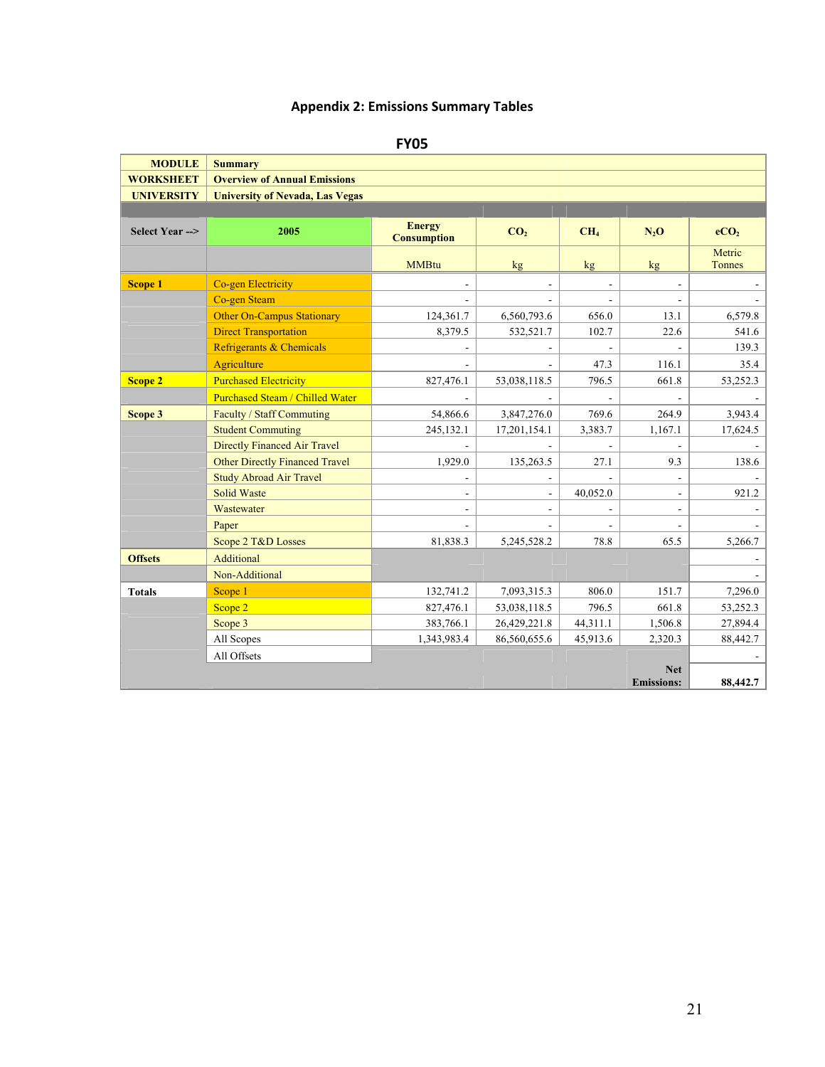# Appendix 2: Emissions Summary Tables

## FY05

| MODULE | Summary | | | | | |
|---|---|---|---|---|---|---|
| WORKSHEET | Overview of Annual Emissions | | | | | |
| UNIVERSITY | University of Nevada, Las Vegas | | | | | |
| Select Year --> | 2005 | Energy Consumption | $CO_2$ | $CH_4$ | $N_2O$ | $eCO_2$ |
| | | MMBtu | kg | kg | kg | Metric Tonnes |
| Scope 1 | Co-gen Electricity | - | - | - | - | - |
| | Co-gen Steam | - | - | - | - | - |
| | Other On-Campus Stationary | 124,361.7 | 6,560,793.6 | 656.0 | 13.1 | 6,579.8 |
| | Direct Transportation | 8,379.5 | 532,521.7 | 102.7 | 22.6 | 541.6 |
| | Refrigerants & Chemicals | - | - | - | - | 139.3 |
| | Agriculture | - | - | 47.3 | 116.1 | 35.4 |
| Scope 2 | Purchased Electricity | 827,476.1 | 53,038,118.5 | 796.5 | 661.8 | 53,252.3 |
| | Purchased Steam / Chilled Water | - | - | - | - | - |
| Scope 3 | Faculty / Staff Commuting | 54,866.6 | 3,847,276.0 | 769.6 | 264.9 | 3,943.4 |
| | Student Commuting | 245,132.1 | 17,201,154.1 | 3,383.7 | 1,167.1 | 17,624.5 |
| | Directly Financed Air Travel | - | - | - | - | - |
| | Other Directly Financed Travel | 1,929.0 | 135,263.5 | 27.1 | 9.3 | 138.6 |
| | Study Abroad Air Travel | - | - | - | - | - |
| | Solid Waste | - | - | 40,052.0 | - | 921.2 |
| | Wastewater | - | - | - | - | - |
| | Paper | - | - | - | - | - |
| | Scope 2 T&D Losses | 81,838.3 | 5,245,528.2 | 78.8 | 65.5 | 5,266.7 |
| Offsets | Additional | | | | | - |
| | Non-Additional | | | | | - |
| Totals | Scope 1 | 132,741.2 | 7,093,315.3 | 806.0 | 151.7 | 7,296.0 |
| | Scope 2 | 827,476.1 | 53,038,118.5 | 796.5 | 661.8 | 53,252.3 |
| | Scope 3 | 383,766.1 | 26,429,221.8 | 44,311.1 | 1,506.8 | 27,894.4 |
| | All Scopes | 1,343,983.4 | 86,560,655.6 | 45,913.6 | 2,320.3 | 88,442.7 |
| | All Offsets | | | | | - |
| | | | | | Net Emissions: | 88,442.7 |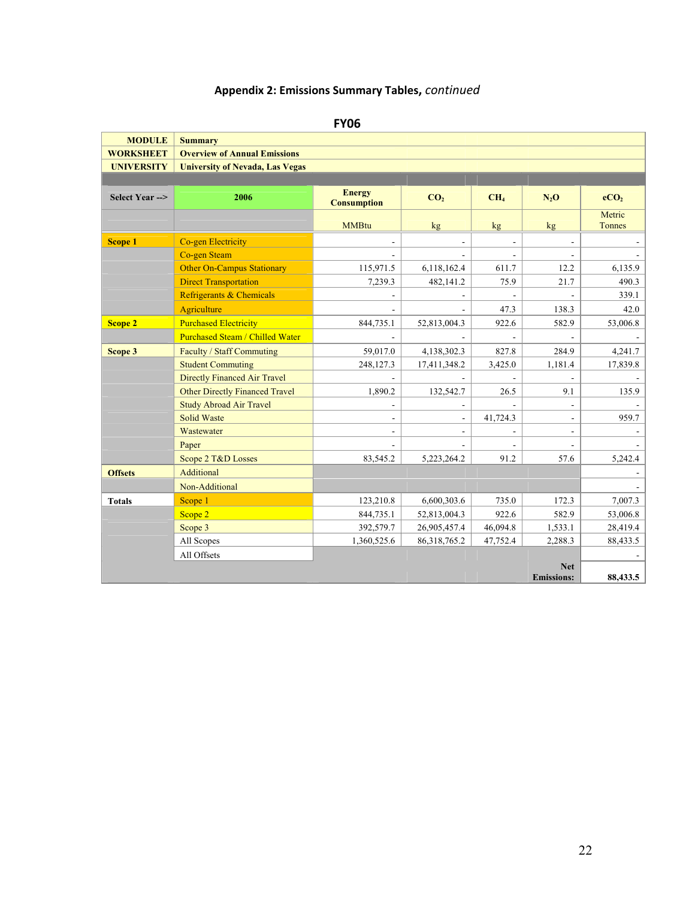## Appendix 2: Emissions Summary Tables, *continued*

### FY06

| MODULE | Summary | | | | | |
|---|---|---|---|---|---|---|
| WORKSHEET | Overview of Annual Emissions | | | | | |
| UNIVERSITY | University of Nevada, Las Vegas | | | | | |
| Select Year --> | 2006 | Energy Consumption | $CO_2$ | $CH_4$ | $N_2O$ | $eCO_2$ |
| | | MMBtu | kg | kg | kg | Metric Tonnes |
| Scope 1 | Co-gen Electricity | - | - | - | - | - |
| | Co-gen Steam | - | - | - | - | - |
| | Other On-Campus Stationary | 115,971.5 | 6,118,162.4 | 611.7 | 12.2 | 6,135.9 |
| | Direct Transportation | 7,239.3 | 482,141.2 | 75.9 | 21.7 | 490.3 |
| | Refrigerants & Chemicals | - | - | - | - | 339.1 |
| | Agriculture | - | - | 47.3 | 138.3 | 42.0 |
| Scope 2 | Purchased Electricity | 844,735.1 | 52,813,004.3 | 922.6 | 582.9 | 53,006.8 |
| | Purchased Steam / Chilled Water | - | - | - | - | - |
| Scope 3 | Faculty / Staff Commuting | 59,017.0 | 4,138,302.3 | 827.8 | 284.9 | 4,241.7 |
| | Student Commuting | 248,127.3 | 17,411,348.2 | 3,425.0 | 1,181.4 | 17,839.8 |
| | Directly Financed Air Travel | - | - | - | - | - |
| | Other Directly Financed Travel | 1,890.2 | 132,542.7 | 26.5 | 9.1 | 135.9 |
| | Study Abroad Air Travel | - | - | - | - | - |
| | Solid Waste | - | - | 41,724.3 | - | 959.7 |
| | Wastewater | - | - | - | - | - |
| | Paper | - | - | - | - | - |
| | Scope 2 T&D Losses | 83,545.2 | 5,223,264.2 | 91.2 | 57.6 | 5,242.4 |
| Offsets | Additional | | | | | - |
| | Non-Additional | | | | | - |
| Totals | Scope 1 | 123,210.8 | 6,600,303.6 | 735.0 | 172.3 | 7,007.3 |
| | Scope 2 | 844,735.1 | 52,813,004.3 | 922.6 | 582.9 | 53,006.8 |
| | Scope 3 | 392,579.7 | 26,905,457.4 | 46,094.8 | 1,533.1 | 28,419.4 |
| | All Scopes | 1,360,525.6 | 86,318,765.2 | 47,752.4 | 2,288.3 | 88,433.5 |
| | All Offsets | | | | | - |
| | | | | | **Net Emissions:** | **88,433.5** |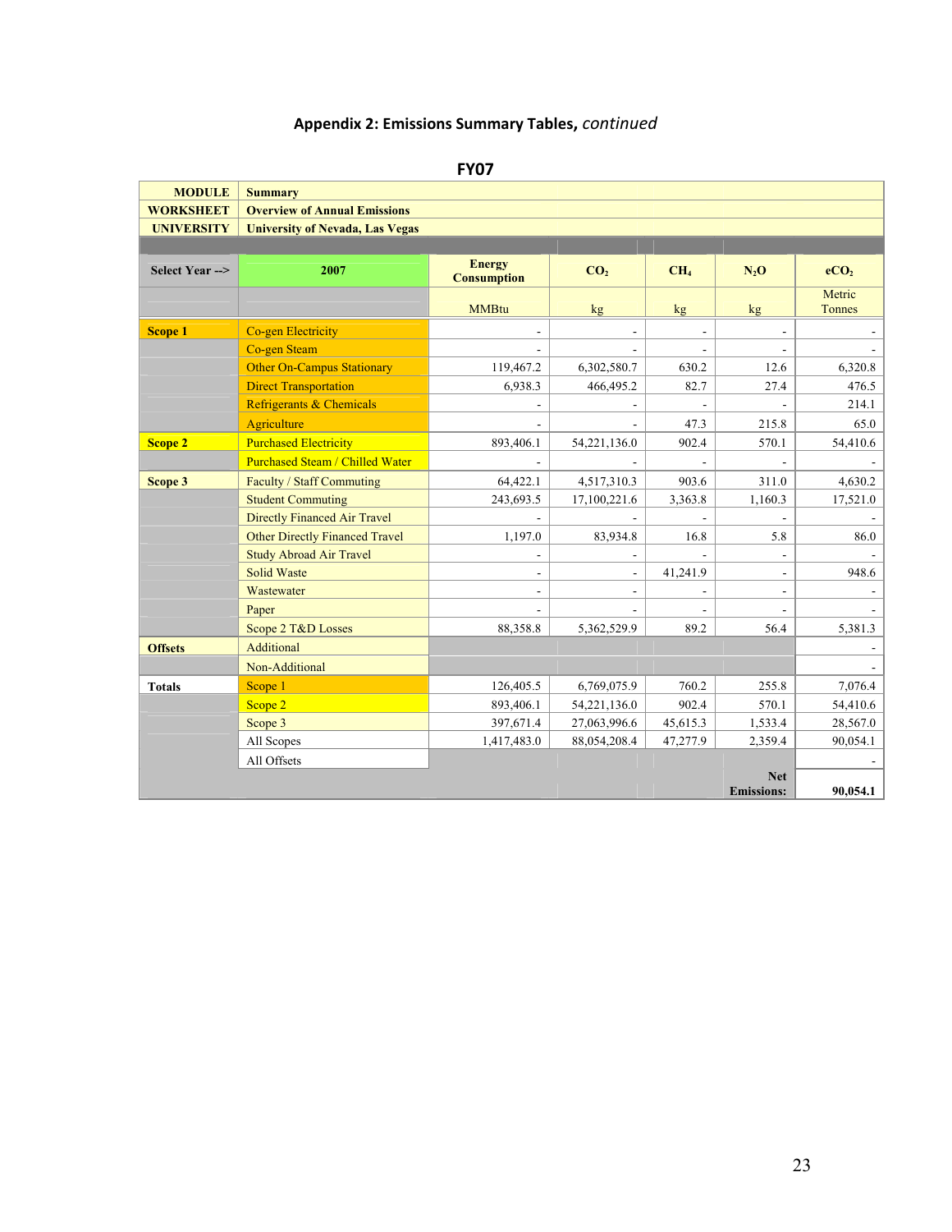## Appendix 2: Emissions Summary Tables, *continued*

### FY07

| MODULE | Summary | | | | | |
|---|---|---|---|---|---|---|
| WORKSHEET | Overview of Annual Emissions | | | | | |
| UNIVERSITY | University of Nevada, Las Vegas | | | | | |
| Select Year --> | 2007 | Energy Consumption | $CO_2$ | $CH_4$ | $N_2O$ | $eCO_2$ |
| | | MMBtu | kg | kg | kg | Metric Tonnes |
| Scope 1 | Co-gen Electricity | - | - | - | - | - |
| | Co-gen Steam | - | - | - | - | - |
| | Other On-Campus Stationary | 119,467.2 | 6,302,580.7 | 630.2 | 12.6 | 6,320.8 |
| | Direct Transportation | 6,938.3 | 466,495.2 | 82.7 | 27.4 | 476.5 |
| | Refrigerants & Chemicals | - | - | - | - | 214.1 |
| | Agriculture | - | - | 47.3 | 215.8 | 65.0 |
| Scope 2 | Purchased Electricity | 893,406.1 | 54,221,136.0 | 902.4 | 570.1 | 54,410.6 |
| | Purchased Steam / Chilled Water | - | - | - | - | - |
| Scope 3 | Faculty / Staff Commuting | 64,422.1 | 4,517,310.3 | 903.6 | 311.0 | 4,630.2 |
| | Student Commuting | 243,693.5 | 17,100,221.6 | 3,363.8 | 1,160.3 | 17,521.0 |
| | Directly Financed Air Travel | - | - | - | - | - |
| | Other Directly Financed Travel | 1,197.0 | 83,934.8 | 16.8 | 5.8 | 86.0 |
| | Study Abroad Air Travel | - | - | - | - | - |
| | Solid Waste | - | - | 41,241.9 | - | 948.6 |
| | Wastewater | - | - | - | - | - |
| | Paper | - | - | - | - | - |
| | Scope 2 T&D Losses | 88,358.8 | 5,362,529.9 | 89.2 | 56.4 | 5,381.3 |
| Offsets | Additional | | | | | - |
| | Non-Additional | | | | | - |
| Totals | Scope 1 | 126,405.5 | 6,769,075.9 | 760.2 | 255.8 | 7,076.4 |
| | Scope 2 | 893,406.1 | 54,221,136.0 | 902.4 | 570.1 | 54,410.6 |
| | Scope 3 | 397,671.4 | 27,063,996.6 | 45,615.3 | 1,533.4 | 28,567.0 |
| | All Scopes | 1,417,483.0 | 88,054,208.4 | 47,277.9 | 2,359.4 | 90,054.1 |
| | All Offsets | | | | | - |
| | | | | | Net Emissions: | 90,054.1 |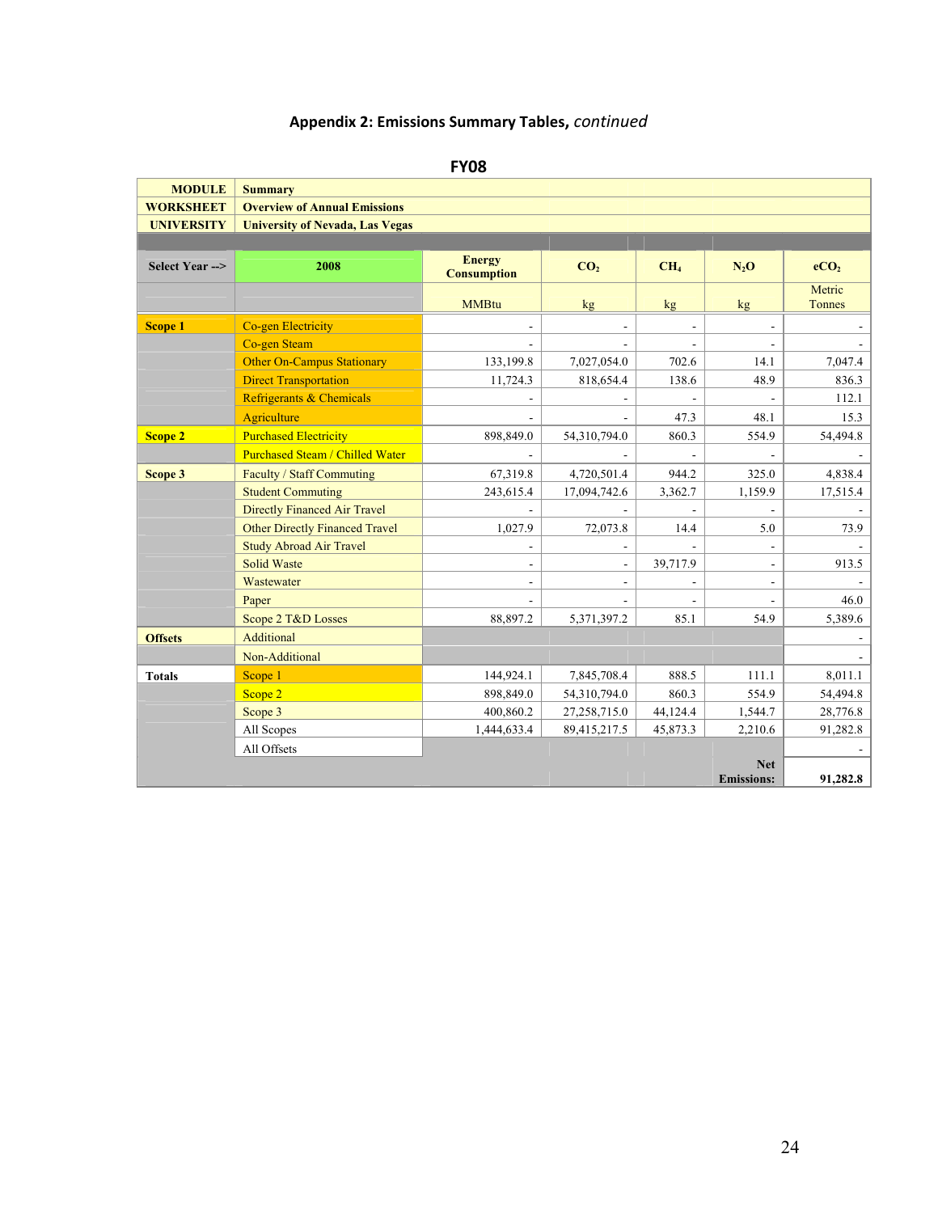## Appendix 2: Emissions Summary Tables, *continued*

### FY08

| | | | | | | |
|---|---|---|---|---|---|---|
| **MODULE** | **Summary** | | | | | |
| **WORKSHEET** | **Overview of Annual Emissions** | | | | | |
| **UNIVERSITY** | **University of Nevada, Las Vegas** | | | | | |
| **Select Year -->** | **2008** | **Energy Consumption** | **$CO_2$** | **$CH_4$** | **$N_2O$** | **$eCO_2$** |
| | | MMBtu | kg | kg | kg | Metric Tonnes |
| **Scope 1** | Co-gen Electricity | - | - | - | - | - |
| | Co-gen Steam | - | - | - | - | - |
| | Other On-Campus Stationary | 133,199.8 | 7,027,054.0 | 702.6 | 14.1 | 7,047.4 |
| | Direct Transportation | 11,724.3 | 818,654.4 | 138.6 | 48.9 | 836.3 |
| | Refrigerants & Chemicals | - | - | - | - | 112.1 |
| | Agriculture | - | - | 47.3 | 48.1 | 15.3 |
| **Scope 2** | Purchased Electricity | 898,849.0 | 54,310,794.0 | 860.3 | 554.9 | 54,494.8 |
| | Purchased Steam / Chilled Water | - | - | - | - | - |
| **Scope 3** | Faculty / Staff Commuting | 67,319.8 | 4,720,501.4 | 944.2 | 325.0 | 4,838.4 |
| | Student Commuting | 243,615.4 | 17,094,742.6 | 3,362.7 | 1,159.9 | 17,515.4 |
| | Directly Financed Air Travel | - | - | - | - | - |
| | Other Directly Financed Travel | 1,027.9 | 72,073.8 | 14.4 | 5.0 | 73.9 |
| | Study Abroad Air Travel | - | - | - | - | - |
| | Solid Waste | - | - | 39,717.9 | - | 913.5 |
| | Wastewater | - | - | - | - | - |
| | Paper | - | - | - | - | 46.0 |
| | Scope 2 T&D Losses | 88,897.2 | 5,371,397.2 | 85.1 | 54.9 | 5,389.6 |
| **Offsets** | Additional | | | | | - |
| | Non-Additional | | | | | - |
| **Totals** | Scope 1 | 144,924.1 | 7,845,708.4 | 888.5 | 111.1 | 8,011.1 |
| | Scope 2 | 898,849.0 | 54,310,794.0 | 860.3 | 554.9 | 54,494.8 |
| | Scope 3 | 400,860.2 | 27,258,715.0 | 44,124.4 | 1,544.7 | 28,776.8 |
| | All Scopes | 1,444,633.4 | 89,415,217.5 | 45,873.3 | 2,210.6 | 91,282.8 |
| | All Offsets | | | | | - |
| | | | | | **Net Emissions:** | **91,282.8** |